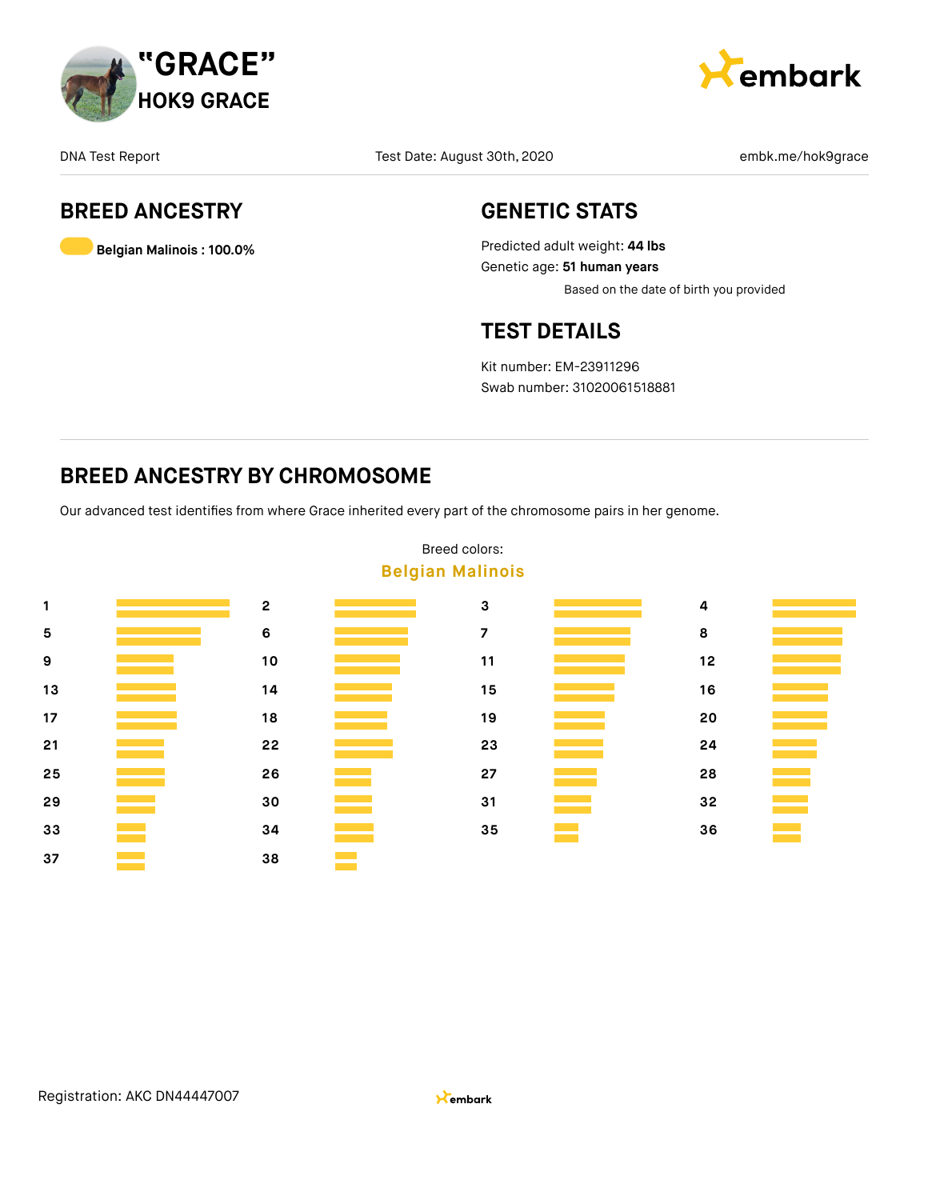# "GRACE"

## HOK9 GRACE

embark

DNA Test Report | Test Date: August 30th, 2020 | embk.me/hok9grace

## BREED ANCESTRY

Belgian Malinois : 100.0%

## GENETIC STATS

Predicted adult weight: **44 lbs**

Genetic age: **51 human years**

Based on the date of birth you provided

## TEST DETAILS

Kit number: EM-23911296

Swab number: 31020061518881

## BREED ANCESTRY BY CHROMOSOME

Our advanced test identifies from where Grace inherited every part of the chromosome pairs in her genome.

Breed colors:

Belgian Malinois

1, 2, 3, 4, 5, 6, 7, 8, 9, 10, 11, 12, 13, 14, 15, 16, 17, 18, 19, 20, 21, 22, 23, 24, 25, 26, 27, 28, 29, 30, 31, 32, 33, 34, 35, 36, 37, 38

Registration: AKC DN44447007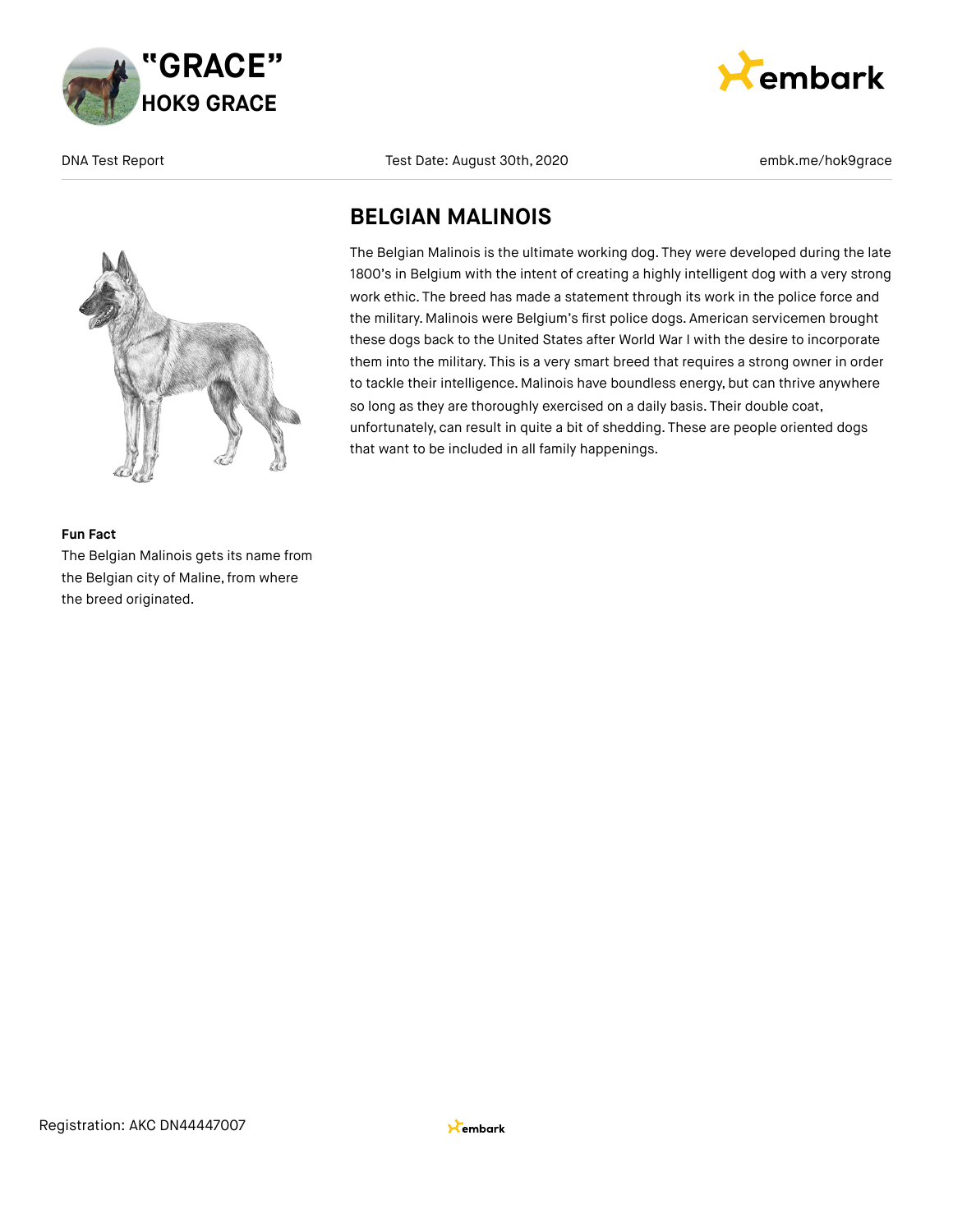# "GRACE"

## HOK9 GRACE

DNA Test Report | Test Date: August 30th, 2020 | embk.me/hok9grace

## BELGIAN MALINOIS

The Belgian Malinois is the ultimate working dog. They were developed during the late 1800's in Belgium with the intent of creating a highly intelligent dog with a very strong work ethic. The breed has made a statement through its work in the police force and the military. Malinois were Belgium's first police dogs. American servicemen brought these dogs back to the United States after World War I with the desire to incorporate them into the military. This is a very smart breed that requires a strong owner in order to tackle their intelligence. Malinois have boundless energy, but can thrive anywhere so long as they are thoroughly exercised on a daily basis. Their double coat, unfortunately, can result in quite a bit of shedding. These are people oriented dogs that want to be included in all family happenings.

**Fun Fact**

The Belgian Malinois gets its name from the Belgian city of Maline, from where the breed originated.

Registration: AKC DN44447007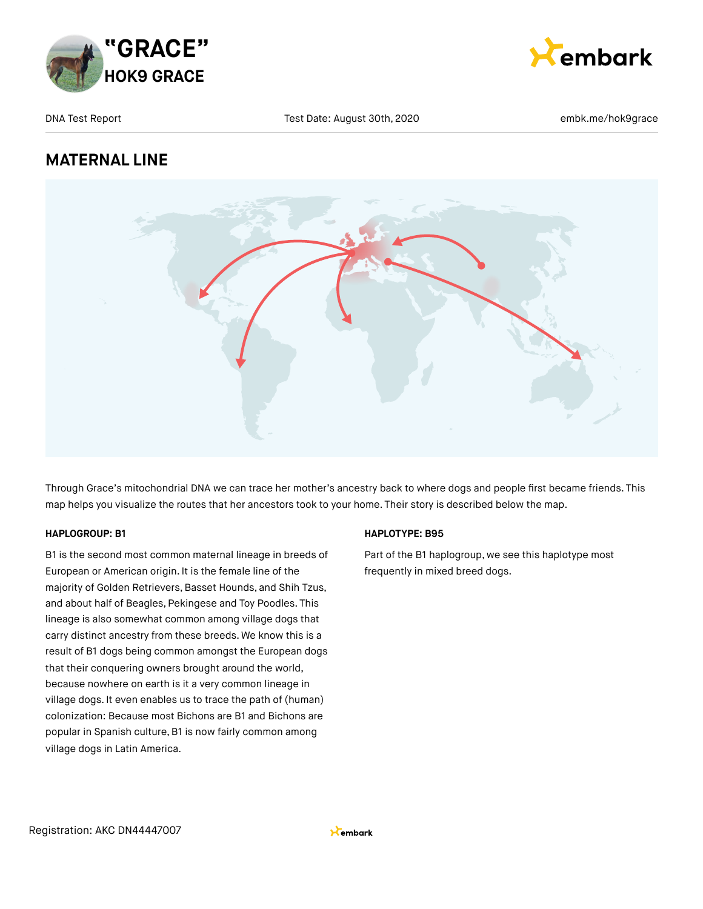# "GRACE"

## HOK9 GRACE

DNA Test Report | Test Date: August 30th, 2020 | embk.me/hok9grace

## MATERNAL LINE

Through Grace's mitochondrial DNA we can trace her mother's ancestry back to where dogs and people first became friends. This map helps you visualize the routes that her ancestors took to your home. Their story is described below the map.

**HAPLOGROUP: B1**

B1 is the second most common maternal lineage in breeds of European or American origin. It is the female line of the majority of Golden Retrievers, Basset Hounds, and Shih Tzus, and about half of Beagles, Pekingese and Toy Poodles. This lineage is also somewhat common among village dogs that carry distinct ancestry from these breeds. We know this is a result of B1 dogs being common amongst the European dogs that their conquering owners brought around the world, because nowhere on earth is it a very common lineage in village dogs. It even enables us to trace the path of (human) colonization: Because most Bichons are B1 and Bichons are popular in Spanish culture, B1 is now fairly common among village dogs in Latin America.

**HAPLOTYPE: B95**

Part of the B1 haplogroup, we see this haplotype most frequently in mixed breed dogs.

Registration: AKC DN44447007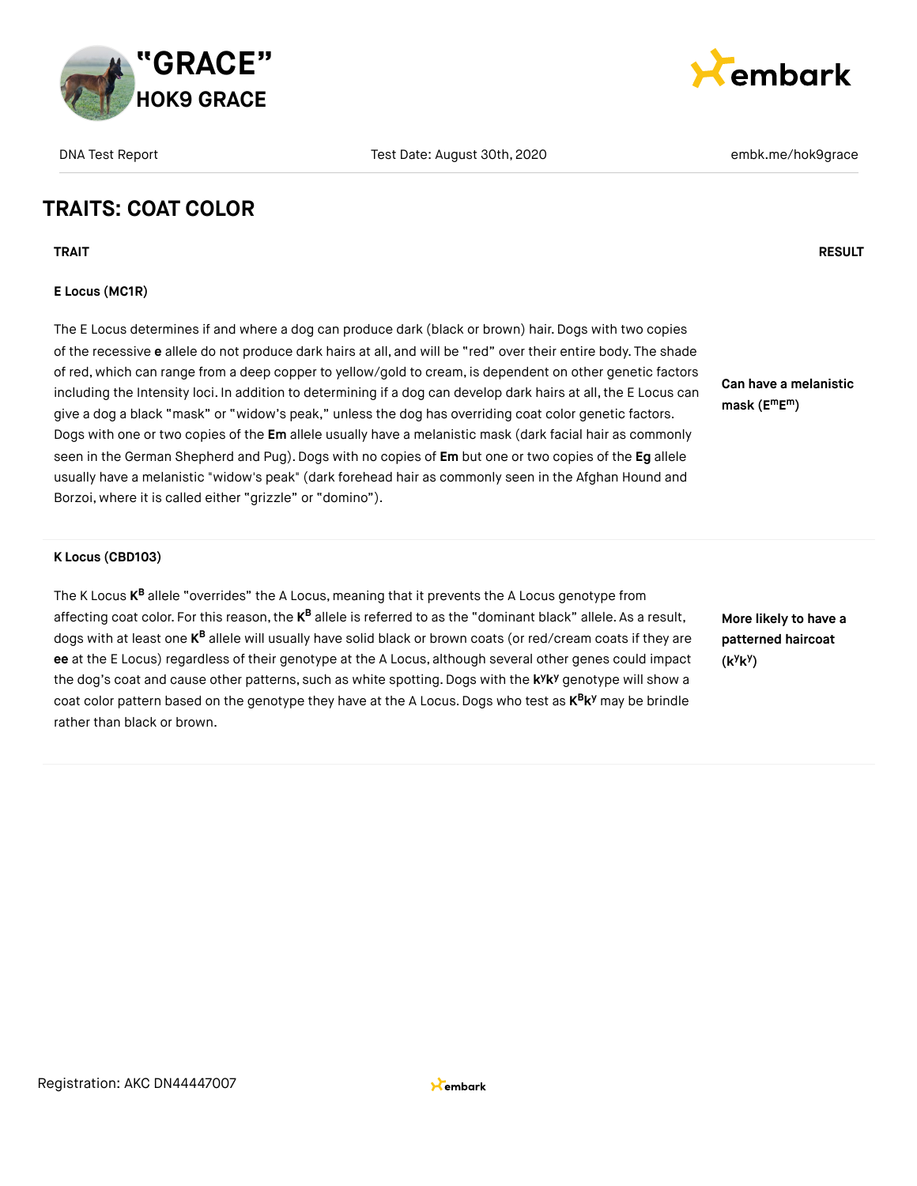## TRAITS: COAT COLOR

| TRAIT | RESULT |
|---|---|
| **E Locus (MC1R)**<br><br>The E Locus determines if and where a dog can produce dark (black or brown) hair. Dogs with two copies of the recessive **e** allele do not produce dark hairs at all, and will be "red" over their entire body. The shade of red, which can range from a deep copper to yellow/gold to cream, is dependent on other genetic factors including the Intensity loci. In addition to determining if a dog can develop dark hairs at all, the E Locus can give a dog a black "mask" or "widow's peak," unless the dog has overriding coat color genetic factors. Dogs with one or two copies of the **Em** allele usually have a melanistic mask (dark facial hair as commonly seen in the German Shepherd and Pug). Dogs with no copies of **Em** but one or two copies of the **Eg** allele usually have a melanistic "widow's peak" (dark forehead hair as commonly seen in the Afghan Hound and Borzoi, where it is called either "grizzle" or "domino"). | **Can have a melanistic mask ($E^mE^m$)** |
| **K Locus (CBD103)**<br><br>The K Locus $K^B$ allele "overrides" the A Locus, meaning that it prevents the A Locus genotype from affecting coat color. For this reason, the $K^B$ allele is referred to as the "dominant black" allele. As a result, dogs with at least one $K^B$ allele will usually have solid black or brown coats (or red/cream coats if they are **ee** at the E Locus) regardless of their genotype at the A Locus, although several other genes could impact the dog's coat and cause other patterns, such as white spotting. Dogs with the $k^yk^y$ genotype will show a coat color pattern based on the genotype they have at the A Locus. Dogs who test as $K^Bk^y$ may be brindle rather than black or brown. | **More likely to have a patterned haircoat ($k^yk^y$)** |

Registration: AKC DN44447007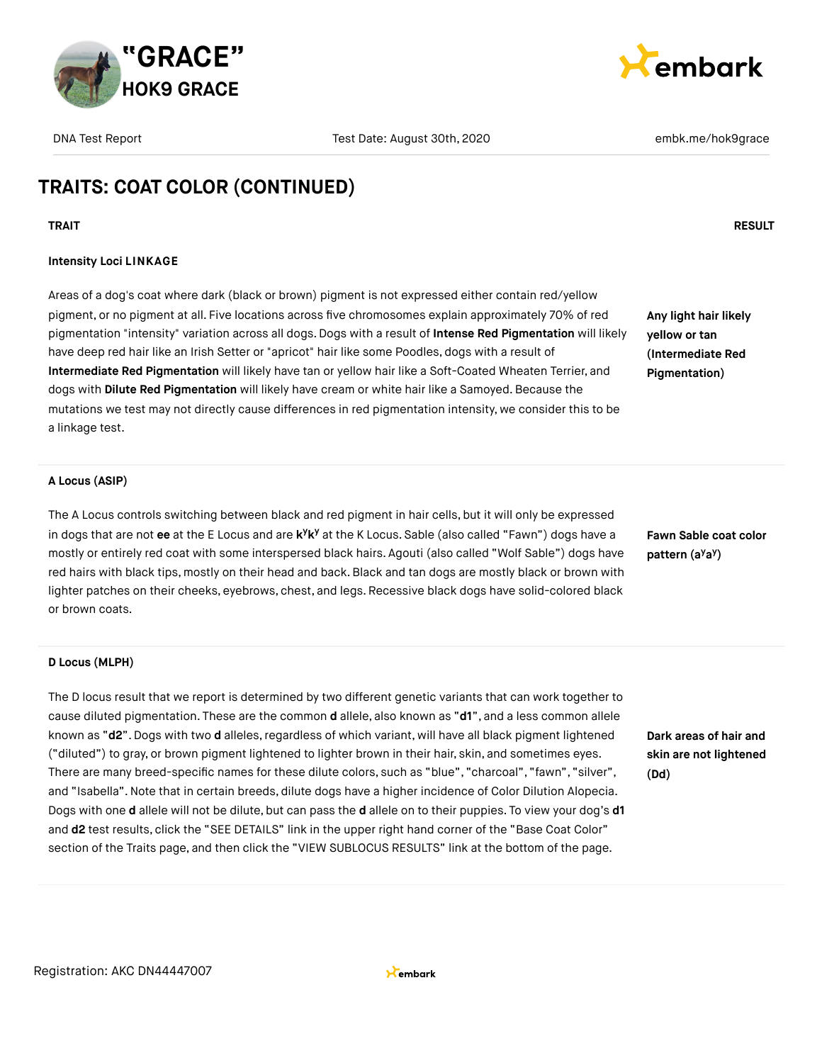## TRAITS: COAT COLOR (CONTINUED)

| TRAIT | RESULT |
|---|---|
| **Intensity Loci LINKAGE**<br><br>Areas of a dog's coat where dark (black or brown) pigment is not expressed either contain red/yellow pigment, or no pigment at all. Five locations across five chromosomes explain approximately 70% of red pigmentation "intensity" variation across all dogs. Dogs with a result of **Intense Red Pigmentation** will likely have deep red hair like an Irish Setter or "apricot" hair like some Poodles, dogs with a result of **Intermediate Red Pigmentation** will likely have tan or yellow hair like a Soft-Coated Wheaten Terrier, and dogs with **Dilute Red Pigmentation** will likely have cream or white hair like a Samoyed. Because the mutations we test may not directly cause differences in red pigmentation intensity, we consider this to be a linkage test. | **Any light hair likely yellow or tan (Intermediate Red Pigmentation)** |
| **A Locus (ASIP)**<br><br>The A Locus controls switching between black and red pigment in hair cells, but it will only be expressed in dogs that are not **ee** at the E Locus and are **$k^yk^y$** at the K Locus. Sable (also called "Fawn") dogs have a mostly or entirely red coat with some interspersed black hairs. Agouti (also called "Wolf Sable") dogs have red hairs with black tips, mostly on their head and back. Black and tan dogs are mostly black or brown with lighter patches on their cheeks, eyebrows, chest, and legs. Recessive black dogs have solid-colored black or brown coats. | **Fawn Sable coat color pattern ($a^ya^y$)** |
| **D Locus (MLPH)**<br><br>The D locus result that we report is determined by two different genetic variants that can work together to cause diluted pigmentation. These are the common **d** allele, also known as "**d1**", and a less common allele known as "**d2**". Dogs with two **d** alleles, regardless of which variant, will have all black pigment lightened ("diluted") to gray, or brown pigment lightened to lighter brown in their hair, skin, and sometimes eyes. There are many breed-specific names for these dilute colors, such as "blue", "charcoal", "fawn", "silver", and "Isabella". Note that in certain breeds, dilute dogs have a higher incidence of Color Dilution Alopecia. Dogs with one **d** allele will not be dilute, but can pass the **d** allele on to their puppies. To view your dog's **d1** and **d2** test results, click the "SEE DETAILS" link in the upper right hand corner of the "Base Coat Color" section of the Traits page, and then click the "VIEW SUBLOCUS RESULTS" link at the bottom of the page. | **Dark areas of hair and skin are not lightened (Dd)** |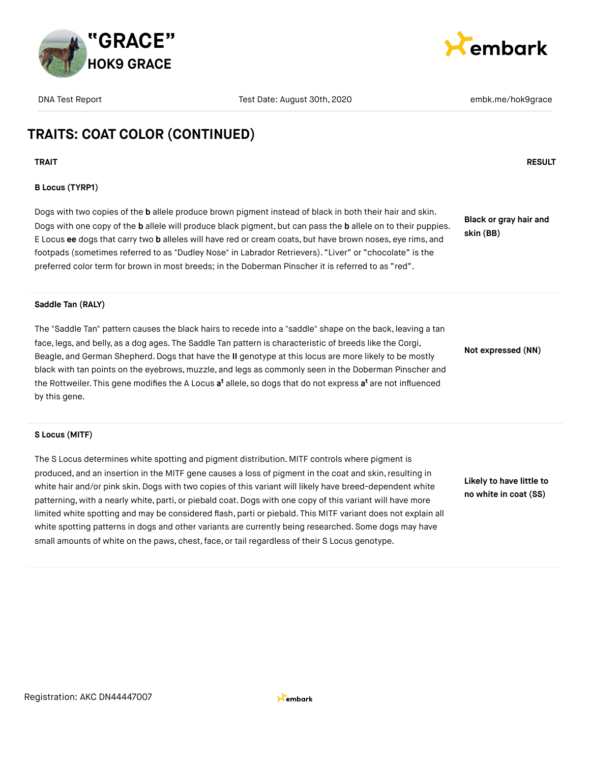## TRAITS: COAT COLOR (CONTINUED)

| TRAIT | RESULT |
|---|---|
| **B Locus (TYRP1)**<br><br>Dogs with two copies of the **b** allele produce brown pigment instead of black in both their hair and skin. Dogs with one copy of the **b** allele will produce black pigment, but can pass the **b** allele on to their puppies. E Locus **ee** dogs that carry two **b** alleles will have red or cream coats, but have brown noses, eye rims, and footpads (sometimes referred to as "Dudley Nose" in Labrador Retrievers). "Liver" or "chocolate" is the preferred color term for brown in most breeds; in the Doberman Pinscher it is referred to as "red". | **Black or gray hair and skin (BB)** |
| **Saddle Tan (RALY)**<br><br>The "Saddle Tan" pattern causes the black hairs to recede into a "saddle" shape on the back, leaving a tan face, legs, and belly, as a dog ages. The Saddle Tan pattern is characteristic of breeds like the Corgi, Beagle, and German Shepherd. Dogs that have the **II** genotype at this locus are more likely to be mostly black with tan points on the eyebrows, muzzle, and legs as commonly seen in the Doberman Pinscher and the Rottweiler. This gene modifies the A Locus **$a^t$** allele, so dogs that do not express **$a^t$** are not influenced by this gene. | **Not expressed (NN)** |
| **S Locus (MITF)**<br><br>The S Locus determines white spotting and pigment distribution. MITF controls where pigment is produced, and an insertion in the MITF gene causes a loss of pigment in the coat and skin, resulting in white hair and/or pink skin. Dogs with two copies of this variant will likely have breed-dependent white patterning, with a nearly white, parti, or piebald coat. Dogs with one copy of this variant will have more limited white spotting and may be considered flash, parti or piebald. This MITF variant does not explain all white spotting patterns in dogs and other variants are currently being researched. Some dogs may have small amounts of white on the paws, chest, face, or tail regardless of their S Locus genotype. | **Likely to have little to no white in coat (SS)** |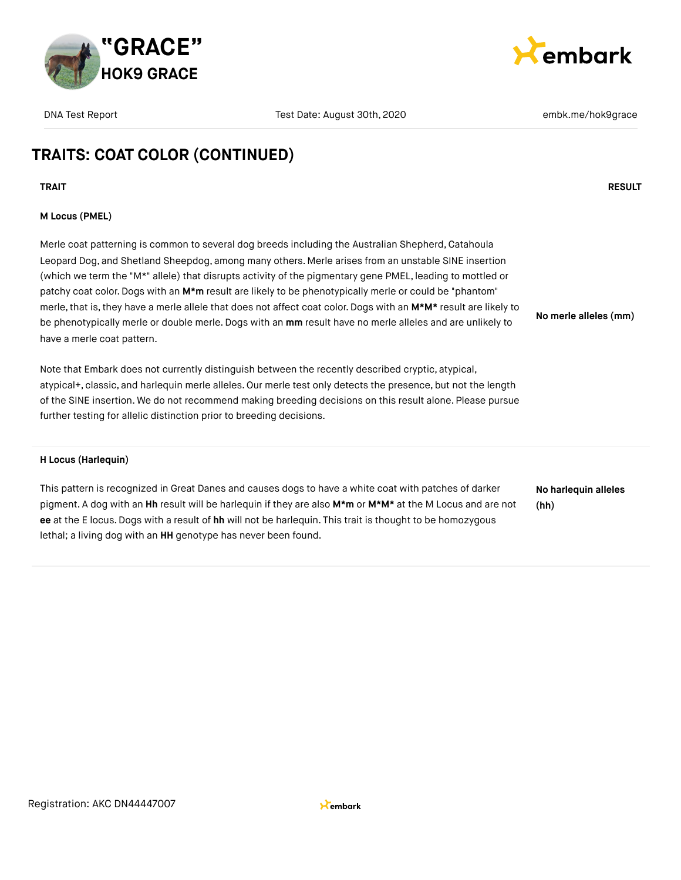## TRAITS: COAT COLOR (CONTINUED)

| TRAIT | RESULT |
| --- | --- |
| **M Locus (PMEL)**<br><br>Merle coat patterning is common to several dog breeds including the Australian Shepherd, Catahoula Leopard Dog, and Shetland Sheepdog, among many others. Merle arises from an unstable SINE insertion (which we term the "M*" allele) that disrupts activity of the pigmentary gene PMEL, leading to mottled or patchy coat color. Dogs with an **M*m** result are likely to be phenotypically merle or could be "phantom" merle, that is, they have a merle allele that does not affect coat color. Dogs with an **M*M*** result are likely to be phenotypically merle or double merle. Dogs with an **mm** result have no merle alleles and are unlikely to have a merle coat pattern.<br><br>Note that Embark does not currently distinguish between the recently described cryptic, atypical, atypical+, classic, and harlequin merle alleles. Our merle test only detects the presence, but not the length of the SINE insertion. We do not recommend making breeding decisions on this result alone. Please pursue further testing for allelic distinction prior to breeding decisions. | **No merle alleles (mm)** |
| **H Locus (Harlequin)**<br><br>This pattern is recognized in Great Danes and causes dogs to have a white coat with patches of darker pigment. A dog with an **Hh** result will be harlequin if they are also **M*m** or **M*M*** at the M Locus and are not **ee** at the E locus. Dogs with a result of **hh** will not be harlequin. This trait is thought to be homozygous lethal; a living dog with an **HH** genotype has never been found. | **No harlequin alleles (hh)** |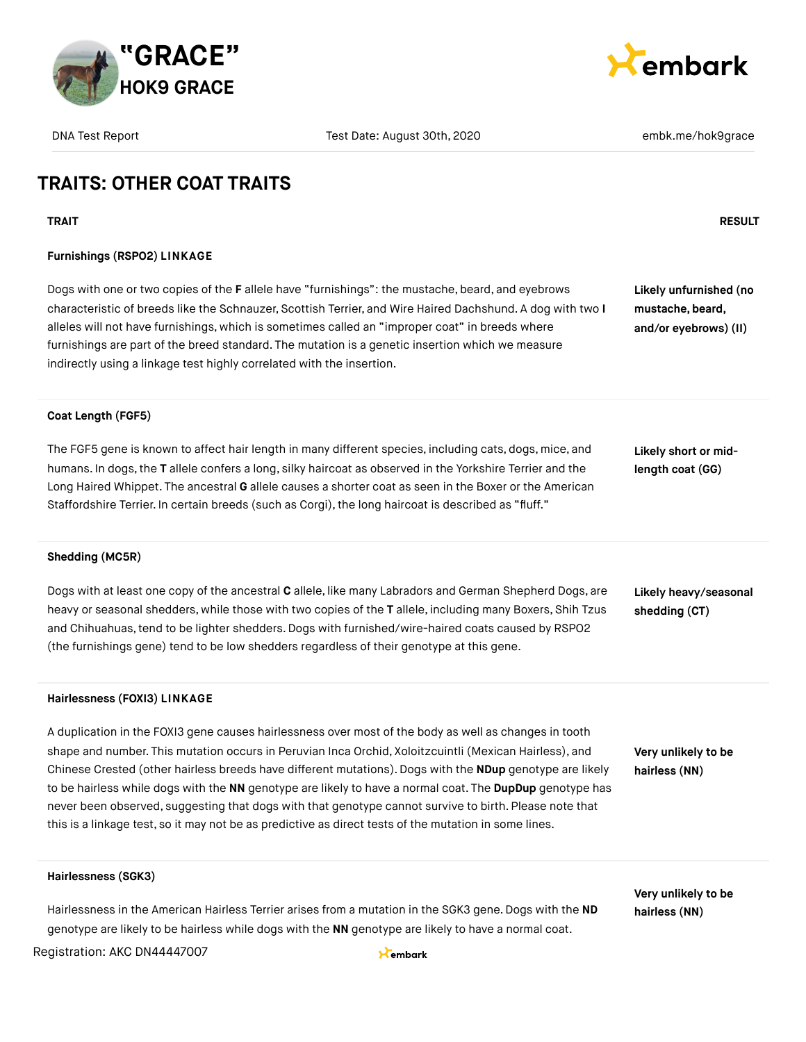## TRAITS: OTHER COAT TRAITS

| TRAIT | RESULT |
|---|---|
| **Furnishings (RSPO2) LINKAGE**<br><br>Dogs with one or two copies of the **F** allele have "furnishings": the mustache, beard, and eyebrows characteristic of breeds like the Schnauzer, Scottish Terrier, and Wire Haired Dachshund. A dog with two **I** alleles will not have furnishings, which is sometimes called an "improper coat" in breeds where furnishings are part of the breed standard. The mutation is a genetic insertion which we measure indirectly using a linkage test highly correlated with the insertion. | **Likely unfurnished (no mustache, beard, and/or eyebrows) (II)** |
| **Coat Length (FGF5)**<br><br>The FGF5 gene is known to affect hair length in many different species, including cats, dogs, mice, and humans. In dogs, the **T** allele confers a long, silky haircoat as observed in the Yorkshire Terrier and the Long Haired Whippet. The ancestral **G** allele causes a shorter coat as seen in the Boxer or the American Staffordshire Terrier. In certain breeds (such as Corgi), the long haircoat is described as "fluff." | **Likely short or mid-length coat (GG)** |
| **Shedding (MC5R)**<br><br>Dogs with at least one copy of the ancestral **C** allele, like many Labradors and German Shepherd Dogs, are heavy or seasonal shedders, while those with two copies of the **T** allele, including many Boxers, Shih Tzus and Chihuahuas, tend to be lighter shedders. Dogs with furnished/wire-haired coats caused by RSPO2 (the furnishings gene) tend to be low shedders regardless of their genotype at this gene. | **Likely heavy/seasonal shedding (CT)** |
| **Hairlessness (FOXI3) LINKAGE**<br><br>A duplication in the FOXI3 gene causes hairlessness over most of the body as well as changes in tooth shape and number. This mutation occurs in Peruvian Inca Orchid, Xoloitzcuintli (Mexican Hairless), and Chinese Crested (other hairless breeds have different mutations). Dogs with the **NDup** genotype are likely to be hairless while dogs with the **NN** genotype are likely to have a normal coat. The **DupDup** genotype has never been observed, suggesting that dogs with that genotype cannot survive to birth. Please note that this is a linkage test, so it may not be as predictive as direct tests of the mutation in some lines. | **Very unlikely to be hairless (NN)** |
| **Hairlessness (SGK3)**<br><br>Hairlessness in the American Hairless Terrier arises from a mutation in the SGK3 gene. Dogs with the **ND** genotype are likely to be hairless while dogs with the **NN** genotype are likely to have a normal coat. | **Very unlikely to be hairless (NN)** |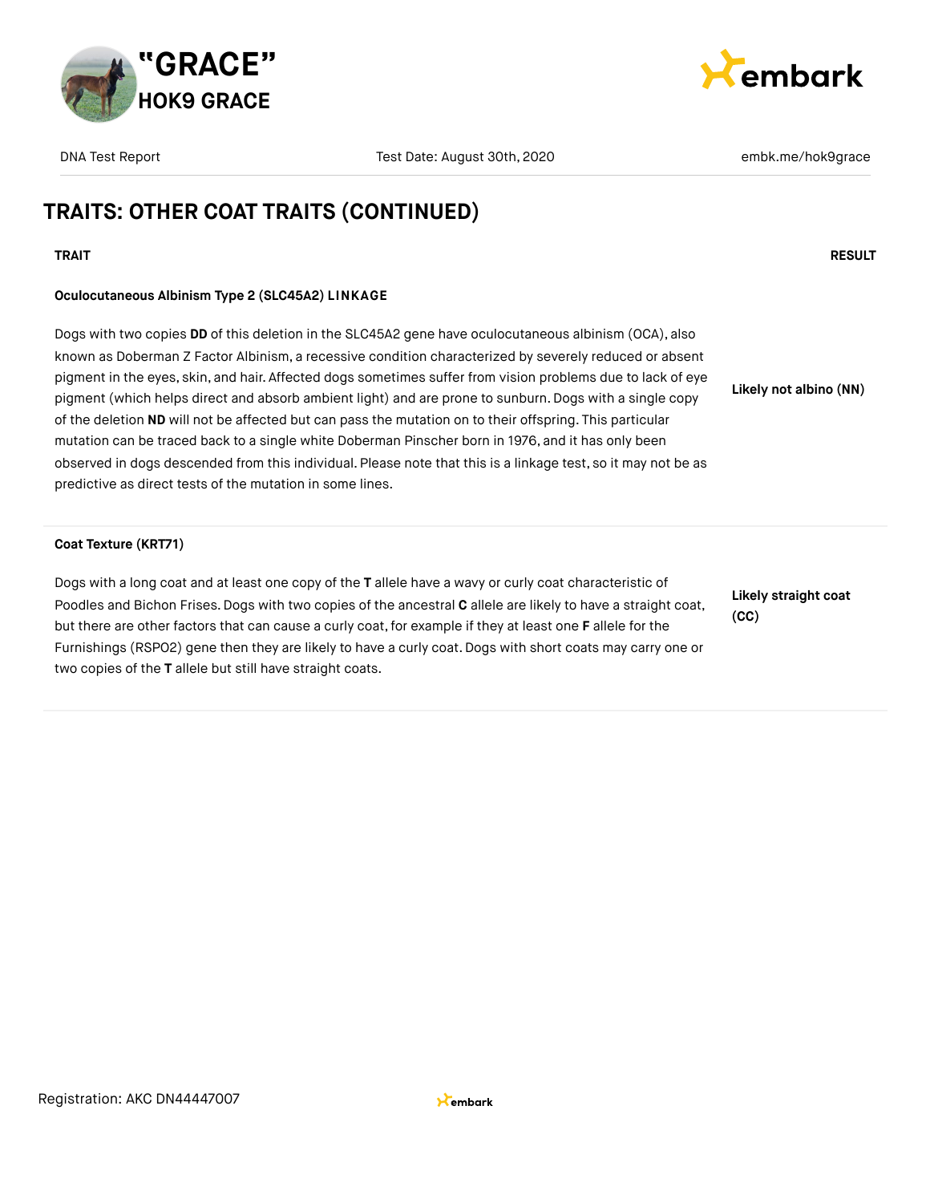## TRAITS: OTHER COAT TRAITS (CONTINUED)

| TRAIT | RESULT |
|---|---|
| **Oculocutaneous Albinism Type 2 (SLC45A2) LINKAGE**<br><br>Dogs with two copies **DD** of this deletion in the SLC45A2 gene have oculocutaneous albinism (OCA), also known as Doberman Z Factor Albinism, a recessive condition characterized by severely reduced or absent pigment in the eyes, skin, and hair. Affected dogs sometimes suffer from vision problems due to lack of eye pigment (which helps direct and absorb ambient light) and are prone to sunburn. Dogs with a single copy of the deletion **ND** will not be affected but can pass the mutation on to their offspring. This particular mutation can be traced back to a single white Doberman Pinscher born in 1976, and it has only been observed in dogs descended from this individual. Please note that this is a linkage test, so it may not be as predictive as direct tests of the mutation in some lines. | **Likely not albino (NN)** |
| **Coat Texture (KRT71)**<br><br>Dogs with a long coat and at least one copy of the **T** allele have a wavy or curly coat characteristic of Poodles and Bichon Frises. Dogs with two copies of the ancestral **C** allele are likely to have a straight coat, but there are other factors that can cause a curly coat, for example if they at least one **F** allele for the Furnishings (RSPO2) gene then they are likely to have a curly coat. Dogs with short coats may carry one or two copies of the **T** allele but still have straight coats. | **Likely straight coat (CC)** |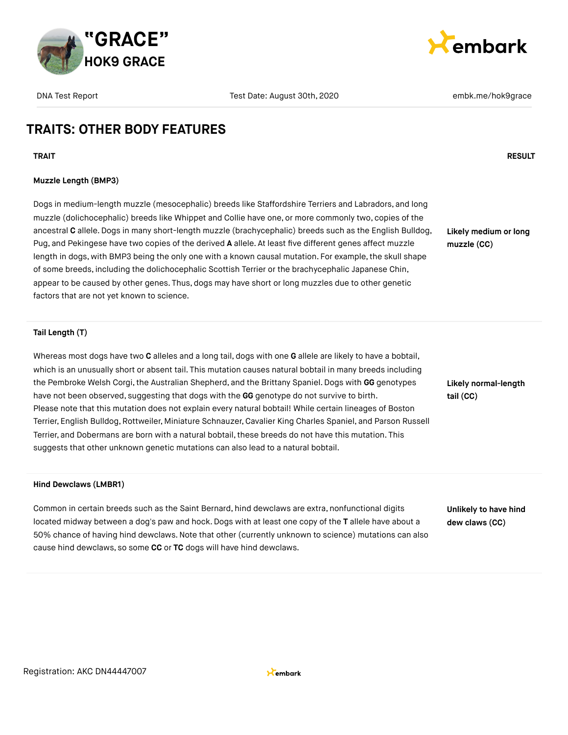# TRAITS: OTHER BODY FEATURES

| TRAIT | RESULT |
| --- | --- |
| **Muzzle Length (BMP3)**<br><br>Dogs in medium-length muzzle (mesocephalic) breeds like Staffordshire Terriers and Labradors, and long muzzle (dolichocephalic) breeds like Whippet and Collie have one, or more commonly two, copies of the ancestral **C** allele. Dogs in many short-length muzzle (brachycephalic) breeds such as the English Bulldog, Pug, and Pekingese have two copies of the derived **A** allele. At least five different genes affect muzzle length in dogs, with BMP3 being the only one with a known causal mutation. For example, the skull shape of some breeds, including the dolichocephalic Scottish Terrier or the brachycephalic Japanese Chin, appear to be caused by other genes. Thus, dogs may have short or long muzzles due to other genetic factors that are not yet known to science. | **Likely medium or long muzzle (CC)** |
| **Tail Length (T)**<br><br>Whereas most dogs have two **C** alleles and a long tail, dogs with one **G** allele are likely to have a bobtail, which is an unusually short or absent tail. This mutation causes natural bobtail in many breeds including the Pembroke Welsh Corgi, the Australian Shepherd, and the Brittany Spaniel. Dogs with **GG** genotypes have not been observed, suggesting that dogs with the **GG** genotype do not survive to birth.<br>Please note that this mutation does not explain every natural bobtail! While certain lineages of Boston Terrier, English Bulldog, Rottweiler, Miniature Schnauzer, Cavalier King Charles Spaniel, and Parson Russell Terrier, and Dobermans are born with a natural bobtail, these breeds do not have this mutation. This suggests that other unknown genetic mutations can also lead to a natural bobtail. | **Likely normal-length tail (CC)** |
| **Hind Dewclaws (LMBR1)**<br><br>Common in certain breeds such as the Saint Bernard, hind dewclaws are extra, nonfunctional digits located midway between a dog's paw and hock. Dogs with at least one copy of the **T** allele have about a 50% chance of having hind dewclaws. Note that other (currently unknown to science) mutations can also cause hind dewclaws, so some **CC** or **TC** dogs will have hind dewclaws. | **Unlikely to have hind dew claws (CC)** |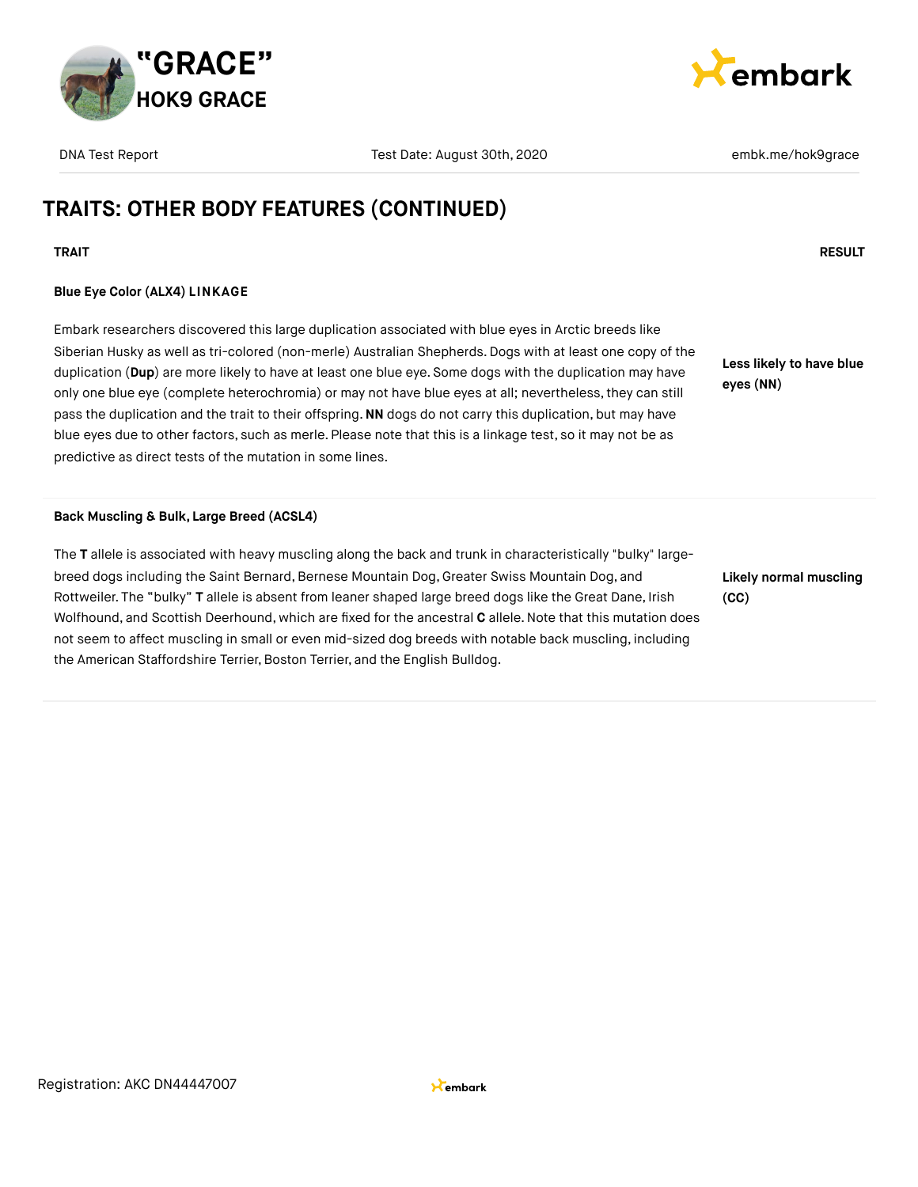## TRAITS: OTHER BODY FEATURES (CONTINUED)

| TRAIT | RESULT |
| --- | --- |
| **Blue Eye Color (ALX4) LINKAGE**<br><br>Embark researchers discovered this large duplication associated with blue eyes in Arctic breeds like Siberian Husky as well as tri-colored (non-merle) Australian Shepherds. Dogs with at least one copy of the duplication (**Dup**) are more likely to have at least one blue eye. Some dogs with the duplication may have only one blue eye (complete heterochromia) or may not have blue eyes at all; nevertheless, they can still pass the duplication and the trait to their offspring. **NN** dogs do not carry this duplication, but may have blue eyes due to other factors, such as merle. Please note that this is a linkage test, so it may not be as predictive as direct tests of the mutation in some lines. | **Less likely to have blue eyes (NN)** |
| **Back Muscling & Bulk, Large Breed (ACSL4)**<br><br>The **T** allele is associated with heavy muscling along the back and trunk in characteristically "bulky" large-breed dogs including the Saint Bernard, Bernese Mountain Dog, Greater Swiss Mountain Dog, and Rottweiler. The "bulky" **T** allele is absent from leaner shaped large breed dogs like the Great Dane, Irish Wolfhound, and Scottish Deerhound, which are fixed for the ancestral **C** allele. Note that this mutation does not seem to affect muscling in small or even mid-sized dog breeds with notable back muscling, including the American Staffordshire Terrier, Boston Terrier, and the English Bulldog. | **Likely normal muscling (CC)** |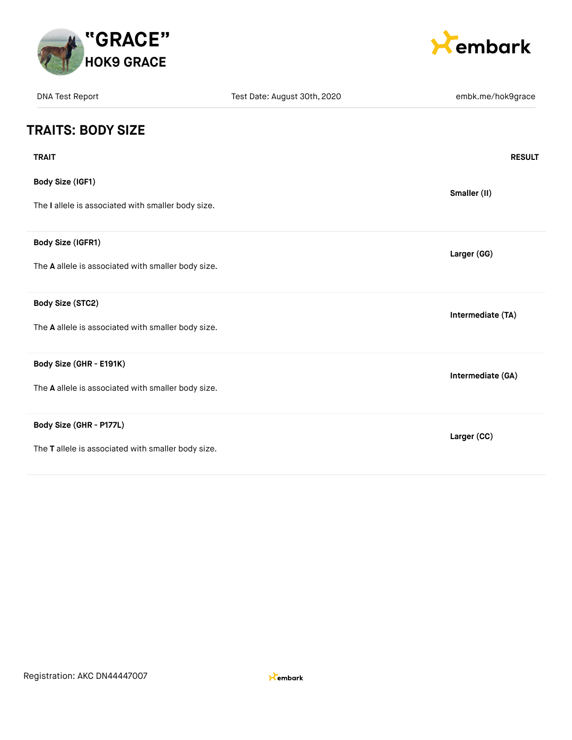## TRAITS: BODY SIZE

| TRAIT | RESULT |
| --- | --- |
| **Body Size (IGF1)**<br>The **I** allele is associated with smaller body size. | **Smaller (II)** |
| **Body Size (IGFR1)**<br>The **A** allele is associated with smaller body size. | **Larger (GG)** |
| **Body Size (STC2)**<br>The **A** allele is associated with smaller body size. | **Intermediate (TA)** |
| **Body Size (GHR - E191K)**<br>The **A** allele is associated with smaller body size. | **Intermediate (GA)** |
| **Body Size (GHR - P177L)**<br>The **T** allele is associated with smaller body size. | **Larger (CC)** |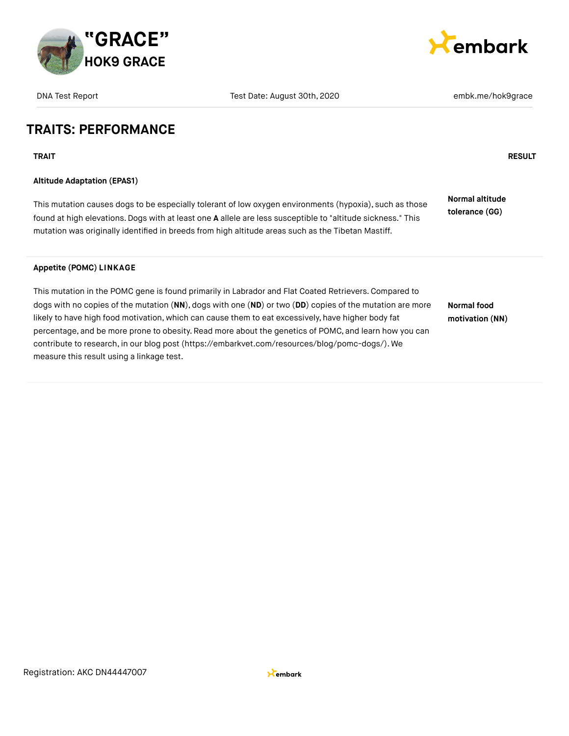## TRAITS: PERFORMANCE

| TRAIT | RESULT |
| --- | --- |
| **Altitude Adaptation (EPAS1)**<br><br>This mutation causes dogs to be especially tolerant of low oxygen environments (hypoxia), such as those found at high elevations. Dogs with at least one **A** allele are less susceptible to "altitude sickness." This mutation was originally identified in breeds from high altitude areas such as the Tibetan Mastiff. | **Normal altitude tolerance (GG)** |
| **Appetite (POMC) LINKAGE**<br><br>This mutation in the POMC gene is found primarily in Labrador and Flat Coated Retrievers. Compared to dogs with no copies of the mutation (**NN**), dogs with one (**ND**) or two (**DD**) copies of the mutation are more likely to have high food motivation, which can cause them to eat excessively, have higher body fat percentage, and be more prone to obesity. Read more about the genetics of POMC, and learn how you can contribute to research, in our blog post (https://embarkvet.com/resources/blog/pomc-dogs/). We measure this result using a linkage test. | **Normal food motivation (NN)** |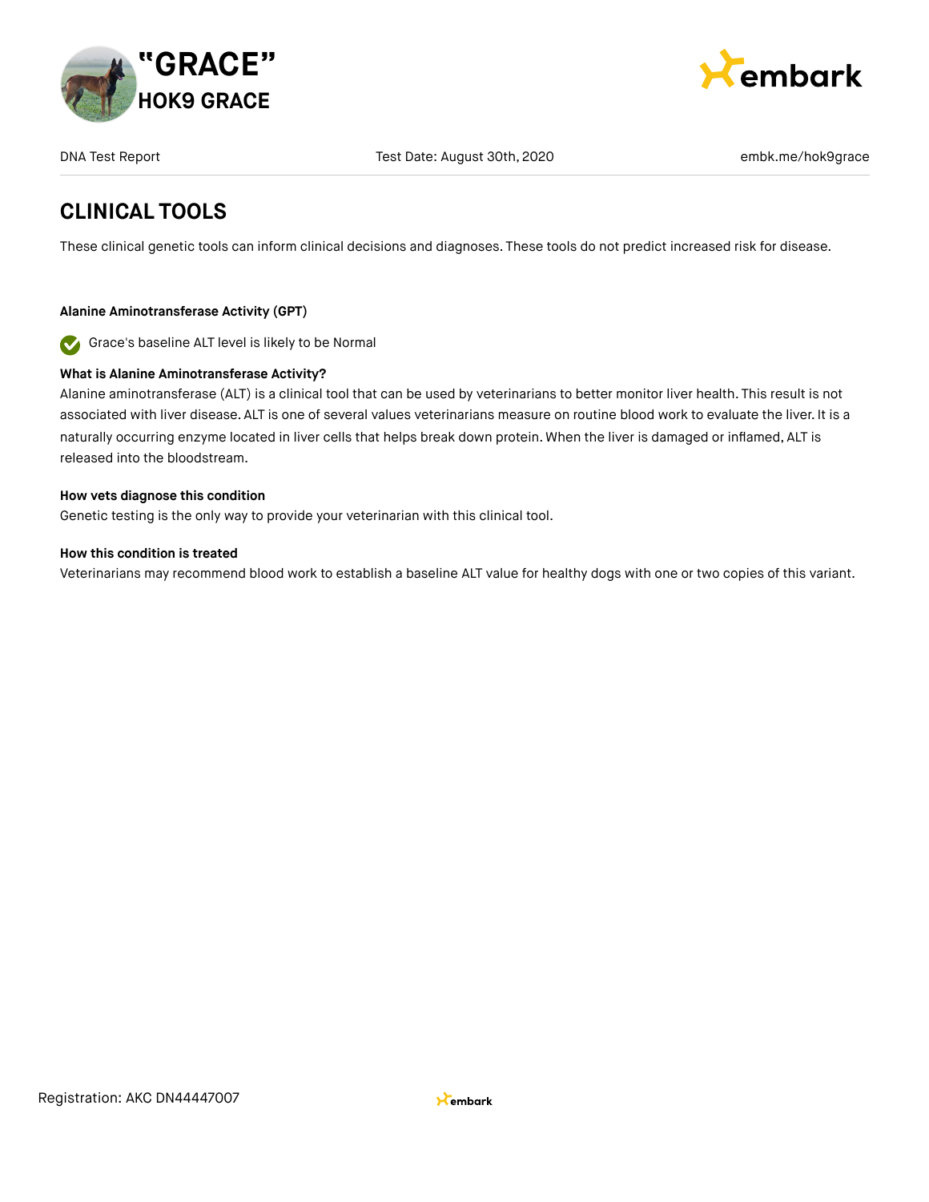## CLINICAL TOOLS

These clinical genetic tools can inform clinical decisions and diagnoses. These tools do not predict increased risk for disease.

### Alanine Aminotransferase Activity (GPT)

Grace's baseline ALT level is likely to be Normal

**What is Alanine Aminotransferase Activity?**

Alanine aminotransferase (ALT) is a clinical tool that can be used by veterinarians to better monitor liver health. This result is not associated with liver disease. ALT is one of several values veterinarians measure on routine blood work to evaluate the liver. It is a naturally occurring enzyme located in liver cells that helps break down protein. When the liver is damaged or inflamed, ALT is released into the bloodstream.

**How vets diagnose this condition**

Genetic testing is the only way to provide your veterinarian with this clinical tool.

**How this condition is treated**

Veterinarians may recommend blood work to establish a baseline ALT value for healthy dogs with one or two copies of this variant.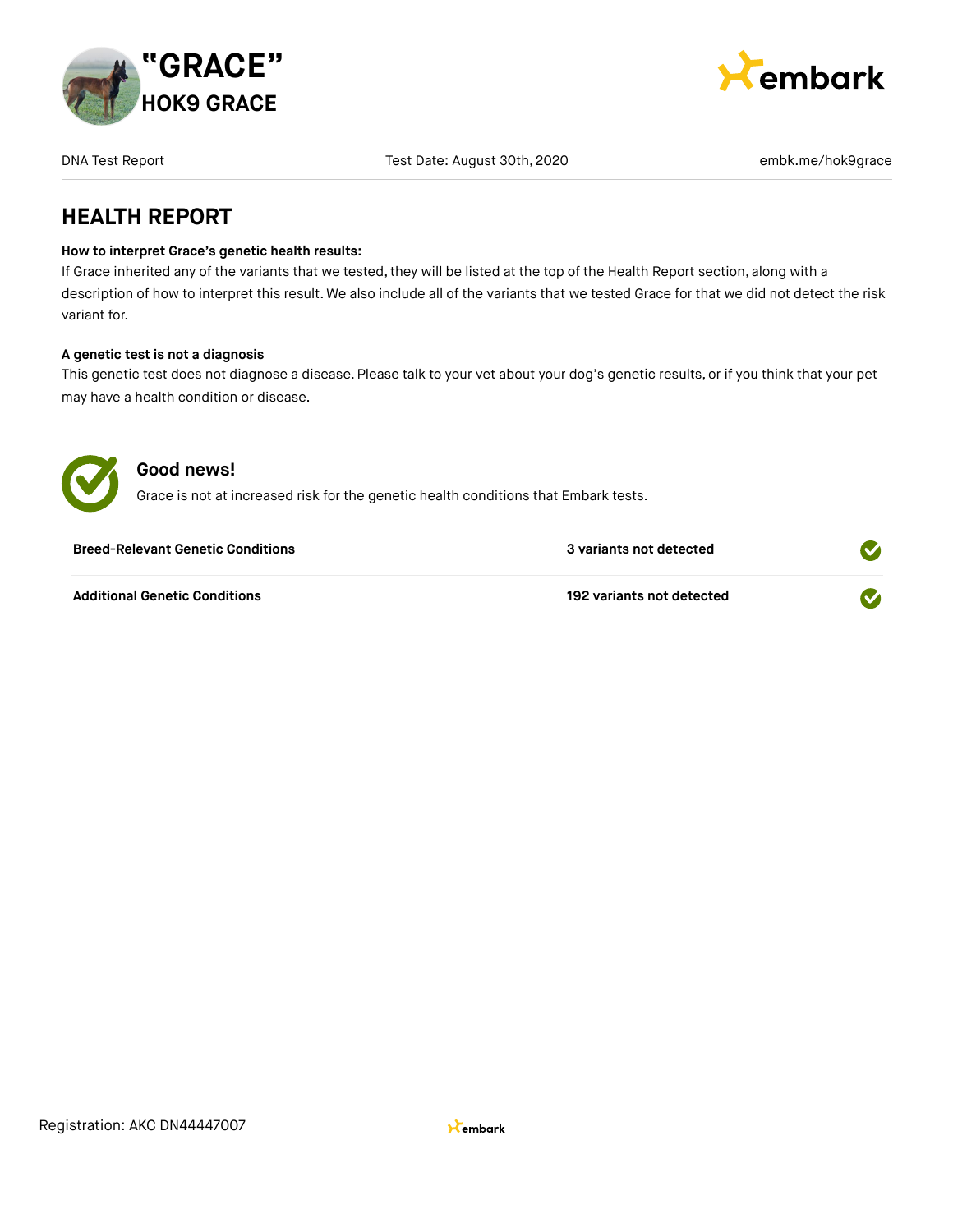# "GRACE"

## HOK9 GRACE

DNA Test Report | Test Date: August 30th, 2020 | embk.me/hok9grace

## HEALTH REPORT

**How to interpret Grace's genetic health results:**
If Grace inherited any of the variants that we tested, they will be listed at the top of the Health Report section, along with a description of how to interpret this result. We also include all of the variants that we tested Grace for that we did not detect the risk variant for.

**A genetic test is not a diagnosis**
This genetic test does not diagnose a disease. Please talk to your vet about your dog's genetic results, or if you think that your pet may have a health condition or disease.

### Good news!

Grace is not at increased risk for the genetic health conditions that Embark tests.

| Category | Result |
| --- | --- |
| **Breed-Relevant Genetic Conditions** | **3 variants not detected** |
| **Additional Genetic Conditions** | **192 variants not detected** |

Registration: AKC DN44447007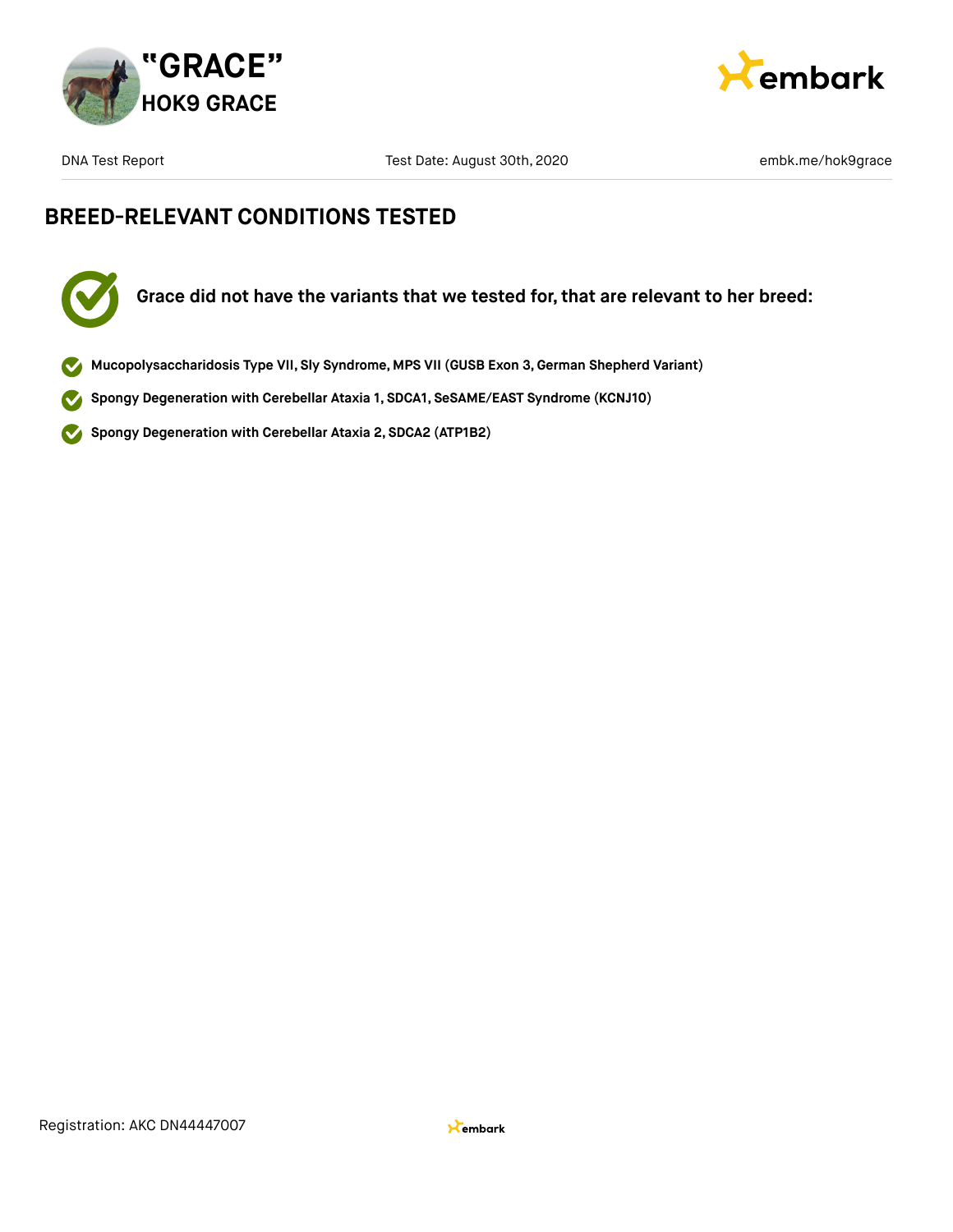## BREED-RELEVANT CONDITIONS TESTED

**Grace did not have the variants that we tested for, that are relevant to her breed:**

- **Mucopolysaccharidosis Type VII, Sly Syndrome, MPS VII (GUSB Exon 3, German Shepherd Variant)**
- **Spongy Degeneration with Cerebellar Ataxia 1, SDCA1, SeSAME/EAST Syndrome (KCNJ10)**
- **Spongy Degeneration with Cerebellar Ataxia 2, SDCA2 (ATP1B2)**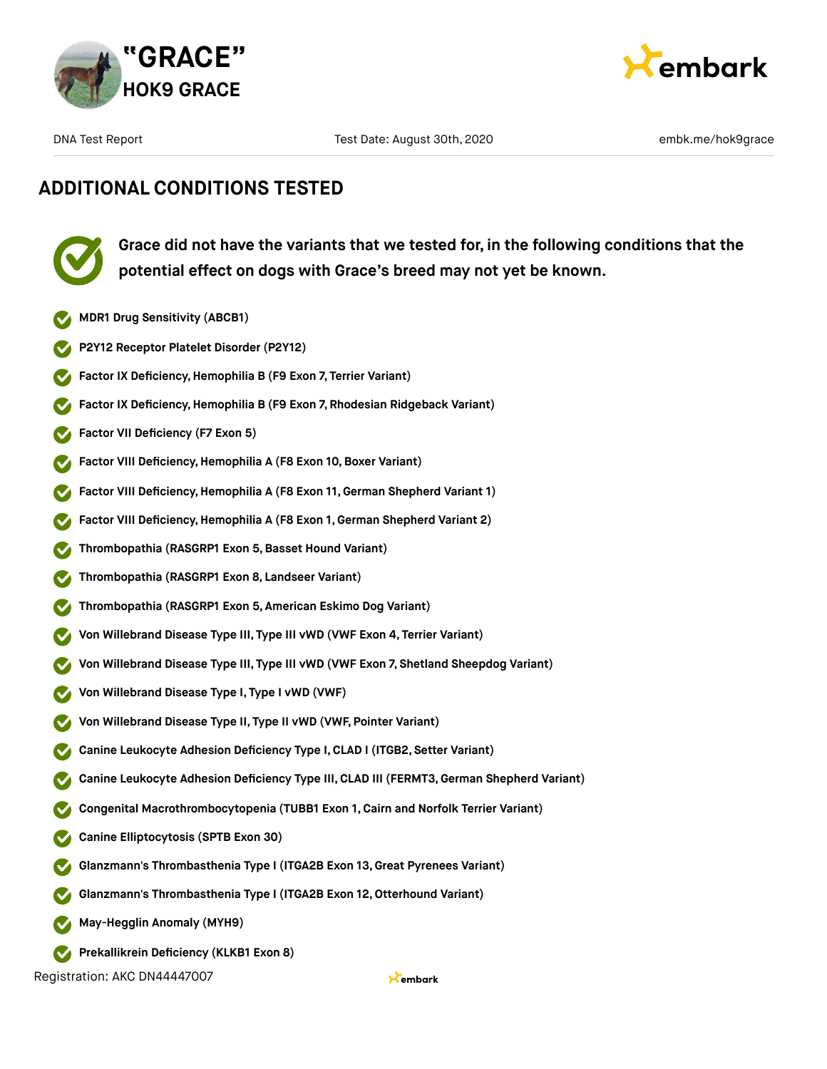## ADDITIONAL CONDITIONS TESTED

**Grace did not have the variants that we tested for, in the following conditions that the potential effect on dogs with Grace's breed may not yet be known.**

- **MDR1 Drug Sensitivity (ABCB1)**
- **P2Y12 Receptor Platelet Disorder (P2Y12)**
- **Factor IX Deficiency, Hemophilia B (F9 Exon 7, Terrier Variant)**
- **Factor IX Deficiency, Hemophilia B (F9 Exon 7, Rhodesian Ridgeback Variant)**
- **Factor VII Deficiency (F7 Exon 5)**
- **Factor VIII Deficiency, Hemophilia A (F8 Exon 10, Boxer Variant)**
- **Factor VIII Deficiency, Hemophilia A (F8 Exon 11, German Shepherd Variant 1)**
- **Factor VIII Deficiency, Hemophilia A (F8 Exon 1, German Shepherd Variant 2)**
- **Thrombopathia (RASGRP1 Exon 5, Basset Hound Variant)**
- **Thrombopathia (RASGRP1 Exon 8, Landseer Variant)**
- **Thrombopathia (RASGRP1 Exon 5, American Eskimo Dog Variant)**
- **Von Willebrand Disease Type III, Type III vWD (VWF Exon 4, Terrier Variant)**
- **Von Willebrand Disease Type III, Type III vWD (VWF Exon 7, Shetland Sheepdog Variant)**
- **Von Willebrand Disease Type I, Type I vWD (VWF)**
- **Von Willebrand Disease Type II, Type II vWD (VWF, Pointer Variant)**
- **Canine Leukocyte Adhesion Deficiency Type I, CLAD I (ITGB2, Setter Variant)**
- **Canine Leukocyte Adhesion Deficiency Type III, CLAD III (FERMT3, German Shepherd Variant)**
- **Congenital Macrothrombocytopenia (TUBB1 Exon 1, Cairn and Norfolk Terrier Variant)**
- **Canine Elliptocytosis (SPTB Exon 30)**
- **Glanzmann's Thrombasthenia Type I (ITGA2B Exon 13, Great Pyrenees Variant)**
- **Glanzmann's Thrombasthenia Type I (ITGA2B Exon 12, Otterhound Variant)**
- **May-Hegglin Anomaly (MYH9)**
- **Prekallikrein Deficiency (KLKB1 Exon 8)**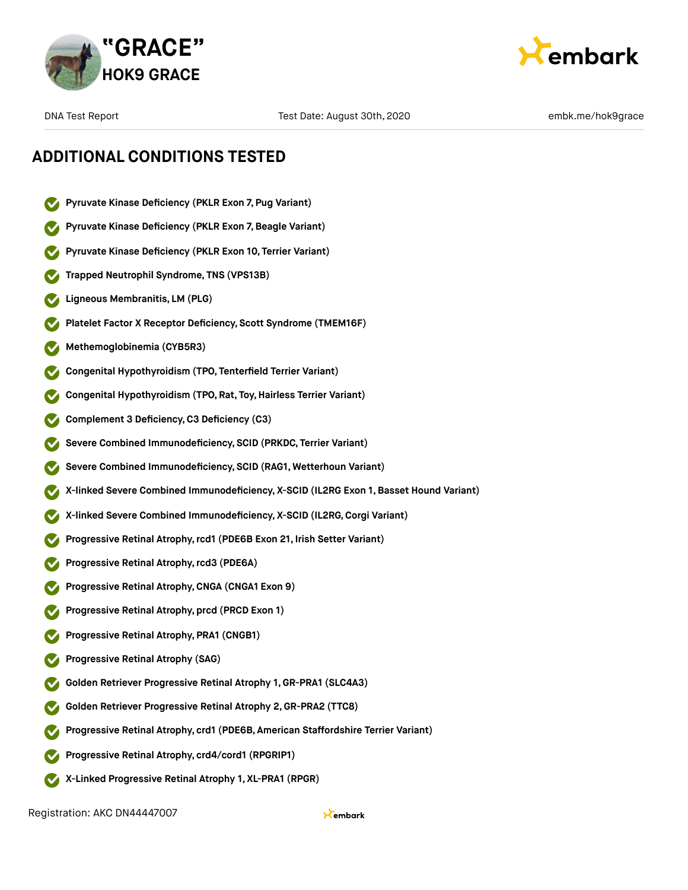## ADDITIONAL CONDITIONS TESTED

- **Pyruvate Kinase Deficiency (PKLR Exon 7, Pug Variant)**
- **Pyruvate Kinase Deficiency (PKLR Exon 7, Beagle Variant)**
- **Pyruvate Kinase Deficiency (PKLR Exon 10, Terrier Variant)**
- **Trapped Neutrophil Syndrome, TNS (VPS13B)**
- **Ligneous Membranitis, LM (PLG)**
- **Platelet Factor X Receptor Deficiency, Scott Syndrome (TMEM16F)**
- **Methemoglobinemia (CYB5R3)**
- **Congenital Hypothyroidism (TPO, Tenterfield Terrier Variant)**
- **Congenital Hypothyroidism (TPO, Rat, Toy, Hairless Terrier Variant)**
- **Complement 3 Deficiency, C3 Deficiency (C3)**
- **Severe Combined Immunodeficiency, SCID (PRKDC, Terrier Variant)**
- **Severe Combined Immunodeficiency, SCID (RAG1, Wetterhoun Variant)**
- **X-linked Severe Combined Immunodeficiency, X-SCID (IL2RG Exon 1, Basset Hound Variant)**
- **X-linked Severe Combined Immunodeficiency, X-SCID (IL2RG, Corgi Variant)**
- **Progressive Retinal Atrophy, rcd1 (PDE6B Exon 21, Irish Setter Variant)**
- **Progressive Retinal Atrophy, rcd3 (PDE6A)**
- **Progressive Retinal Atrophy, CNGA (CNGA1 Exon 9)**
- **Progressive Retinal Atrophy, prcd (PRCD Exon 1)**
- **Progressive Retinal Atrophy, PRA1 (CNGB1)**
- **Progressive Retinal Atrophy (SAG)**
- **Golden Retriever Progressive Retinal Atrophy 1, GR-PRA1 (SLC4A3)**
- **Golden Retriever Progressive Retinal Atrophy 2, GR-PRA2 (TTC8)**
- **Progressive Retinal Atrophy, crd1 (PDE6B, American Staffordshire Terrier Variant)**
- **Progressive Retinal Atrophy, crd4/cord1 (RPGRIP1)**
- **X-Linked Progressive Retinal Atrophy 1, XL-PRA1 (RPGR)**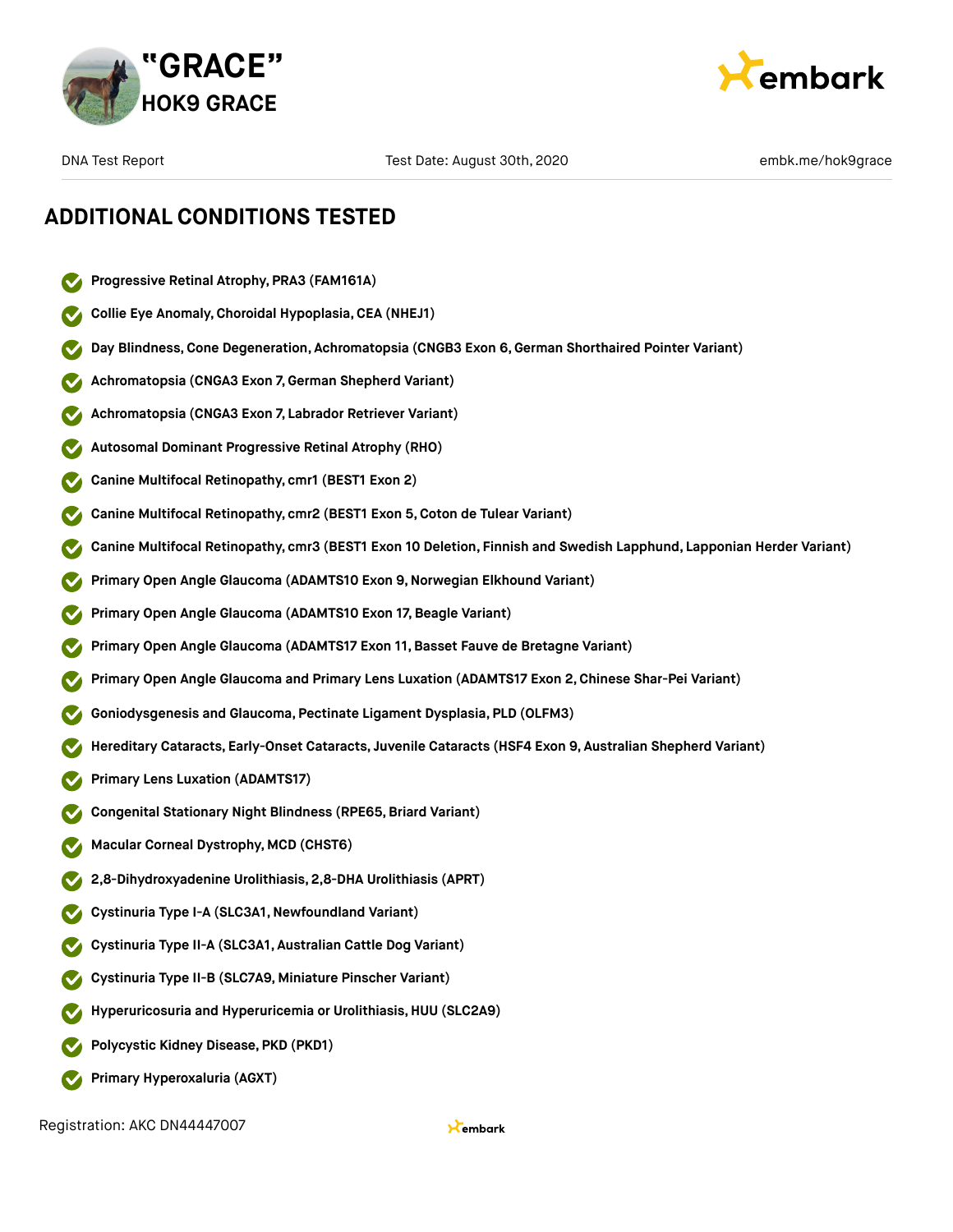## ADDITIONAL CONDITIONS TESTED

- Progressive Retinal Atrophy, PRA3 (FAM161A)
- Collie Eye Anomaly, Choroidal Hypoplasia, CEA (NHEJ1)
- Day Blindness, Cone Degeneration, Achromatopsia (CNGB3 Exon 6, German Shorthaired Pointer Variant)
- Achromatopsia (CNGA3 Exon 7, German Shepherd Variant)
- Achromatopsia (CNGA3 Exon 7, Labrador Retriever Variant)
- Autosomal Dominant Progressive Retinal Atrophy (RHO)
- Canine Multifocal Retinopathy, cmr1 (BEST1 Exon 2)
- Canine Multifocal Retinopathy, cmr2 (BEST1 Exon 5, Coton de Tulear Variant)
- Canine Multifocal Retinopathy, cmr3 (BEST1 Exon 10 Deletion, Finnish and Swedish Lapphund, Lapponian Herder Variant)
- Primary Open Angle Glaucoma (ADAMTS10 Exon 9, Norwegian Elkhound Variant)
- Primary Open Angle Glaucoma (ADAMTS10 Exon 17, Beagle Variant)
- Primary Open Angle Glaucoma (ADAMTS17 Exon 11, Basset Fauve de Bretagne Variant)
- Primary Open Angle Glaucoma and Primary Lens Luxation (ADAMTS17 Exon 2, Chinese Shar-Pei Variant)
- Goniodysgenesis and Glaucoma, Pectinate Ligament Dysplasia, PLD (OLFM3)
- Hereditary Cataracts, Early-Onset Cataracts, Juvenile Cataracts (HSF4 Exon 9, Australian Shepherd Variant)
- Primary Lens Luxation (ADAMTS17)
- Congenital Stationary Night Blindness (RPE65, Briard Variant)
- Macular Corneal Dystrophy, MCD (CHST6)
- 2,8-Dihydroxyadenine Urolithiasis, 2,8-DHA Urolithiasis (APRT)
- Cystinuria Type I-A (SLC3A1, Newfoundland Variant)
- Cystinuria Type II-A (SLC3A1, Australian Cattle Dog Variant)
- Cystinuria Type II-B (SLC7A9, Miniature Pinscher Variant)
- Hyperuricosuria and Hyperuricemia or Urolithiasis, HUU (SLC2A9)
- Polycystic Kidney Disease, PKD (PKD1)
- Primary Hyperoxaluria (AGXT)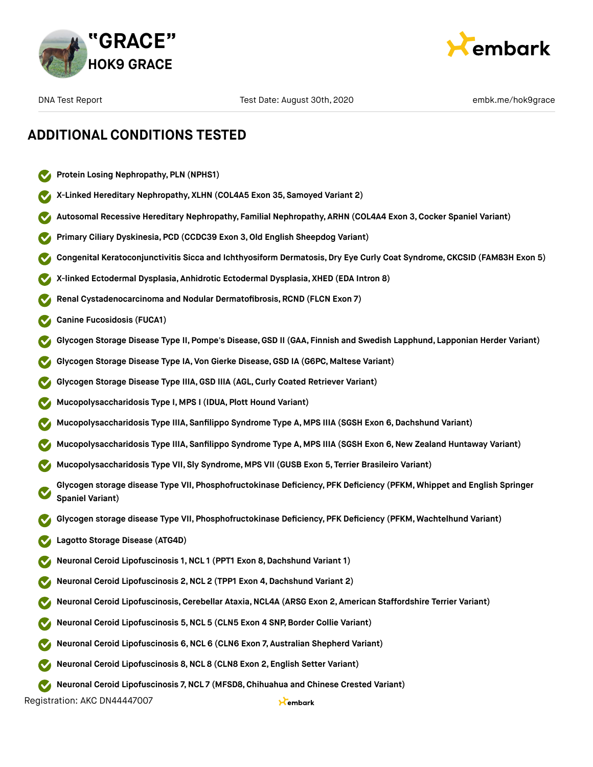## ADDITIONAL CONDITIONS TESTED

- Protein Losing Nephropathy, PLN (NPHS1)
- X-Linked Hereditary Nephropathy, XLHN (COL4A5 Exon 35, Samoyed Variant 2)
- Autosomal Recessive Hereditary Nephropathy, Familial Nephropathy, ARHN (COL4A4 Exon 3, Cocker Spaniel Variant)
- Primary Ciliary Dyskinesia, PCD (CCDC39 Exon 3, Old English Sheepdog Variant)
- Congenital Keratoconjunctivitis Sicca and Ichthyosiform Dermatosis, Dry Eye Curly Coat Syndrome, CKCSID (FAM83H Exon 5)
- X-linked Ectodermal Dysplasia, Anhidrotic Ectodermal Dysplasia, XHED (EDA Intron 8)
- Renal Cystadenocarcinoma and Nodular Dermatofibrosis, RCND (FLCN Exon 7)
- Canine Fucosidosis (FUCA1)
- Glycogen Storage Disease Type II, Pompe's Disease, GSD II (GAA, Finnish and Swedish Lapphund, Lapponian Herder Variant)
- Glycogen Storage Disease Type IA, Von Gierke Disease, GSD IA (G6PC, Maltese Variant)
- Glycogen Storage Disease Type IIIA, GSD IIIA (AGL, Curly Coated Retriever Variant)
- Mucopolysaccharidosis Type I, MPS I (IDUA, Plott Hound Variant)
- Mucopolysaccharidosis Type IIIA, Sanfilippo Syndrome Type A, MPS IIIA (SGSH Exon 6, Dachshund Variant)
- Mucopolysaccharidosis Type IIIA, Sanfilippo Syndrome Type A, MPS IIIA (SGSH Exon 6, New Zealand Huntaway Variant)
- Mucopolysaccharidosis Type VII, Sly Syndrome, MPS VII (GUSB Exon 5, Terrier Brasileiro Variant)
- Glycogen storage disease Type VII, Phosphofructokinase Deficiency, PFK Deficiency (PFKM, Whippet and English Springer Spaniel Variant)
- Glycogen storage disease Type VII, Phosphofructokinase Deficiency, PFK Deficiency (PFKM, Wachtelhund Variant)
- Lagotto Storage Disease (ATG4D)
- Neuronal Ceroid Lipofuscinosis 1, NCL 1 (PPT1 Exon 8, Dachshund Variant 1)
- Neuronal Ceroid Lipofuscinosis 2, NCL 2 (TPP1 Exon 4, Dachshund Variant 2)
- Neuronal Ceroid Lipofuscinosis, Cerebellar Ataxia, NCL4A (ARSG Exon 2, American Staffordshire Terrier Variant)
- Neuronal Ceroid Lipofuscinosis 5, NCL 5 (CLN5 Exon 4 SNP, Border Collie Variant)
- Neuronal Ceroid Lipofuscinosis 6, NCL 6 (CLN6 Exon 7, Australian Shepherd Variant)
- Neuronal Ceroid Lipofuscinosis 8, NCL 8 (CLN8 Exon 2, English Setter Variant)
- Neuronal Ceroid Lipofuscinosis 7, NCL 7 (MFSD8, Chihuahua and Chinese Crested Variant)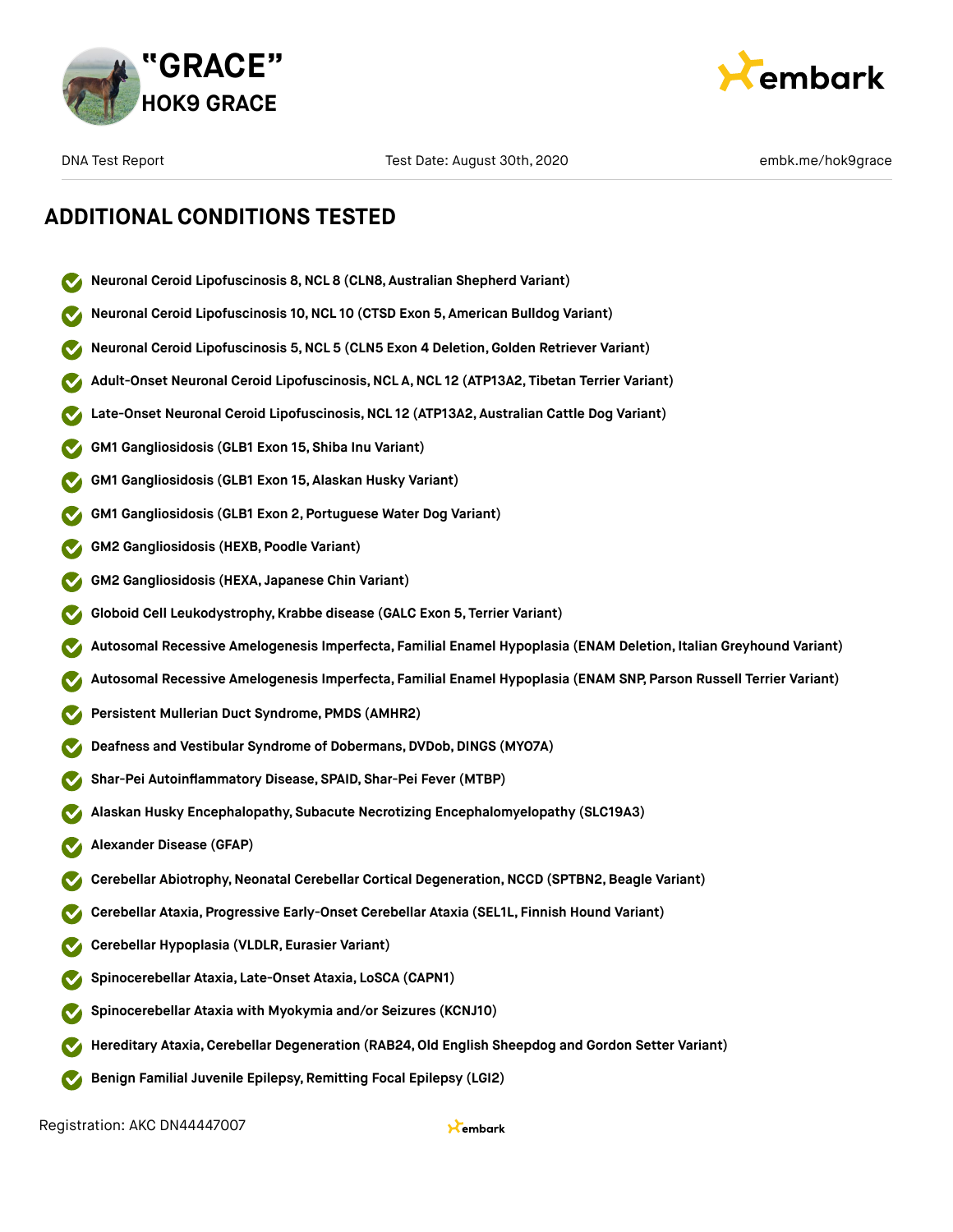## ADDITIONAL CONDITIONS TESTED

- Neuronal Ceroid Lipofuscinosis 8, NCL 8 (CLN8, Australian Shepherd Variant)
- Neuronal Ceroid Lipofuscinosis 10, NCL 10 (CTSD Exon 5, American Bulldog Variant)
- Neuronal Ceroid Lipofuscinosis 5, NCL 5 (CLN5 Exon 4 Deletion, Golden Retriever Variant)
- Adult-Onset Neuronal Ceroid Lipofuscinosis, NCL A, NCL 12 (ATP13A2, Tibetan Terrier Variant)
- Late-Onset Neuronal Ceroid Lipofuscinosis, NCL 12 (ATP13A2, Australian Cattle Dog Variant)
- GM1 Gangliosidosis (GLB1 Exon 15, Shiba Inu Variant)
- GM1 Gangliosidosis (GLB1 Exon 15, Alaskan Husky Variant)
- GM1 Gangliosidosis (GLB1 Exon 2, Portuguese Water Dog Variant)
- GM2 Gangliosidosis (HEXB, Poodle Variant)
- GM2 Gangliosidosis (HEXA, Japanese Chin Variant)
- Globoid Cell Leukodystrophy, Krabbe disease (GALC Exon 5, Terrier Variant)
- Autosomal Recessive Amelogenesis Imperfecta, Familial Enamel Hypoplasia (ENAM Deletion, Italian Greyhound Variant)
- Autosomal Recessive Amelogenesis Imperfecta, Familial Enamel Hypoplasia (ENAM SNP, Parson Russell Terrier Variant)
- Persistent Mullerian Duct Syndrome, PMDS (AMHR2)
- Deafness and Vestibular Syndrome of Dobermans, DVDob, DINGS (MYO7A)
- Shar-Pei Autoinflammatory Disease, SPAID, Shar-Pei Fever (MTBP)
- Alaskan Husky Encephalopathy, Subacute Necrotizing Encephalomyelopathy (SLC19A3)
- Alexander Disease (GFAP)
- Cerebellar Abiotrophy, Neonatal Cerebellar Cortical Degeneration, NCCD (SPTBN2, Beagle Variant)
- Cerebellar Ataxia, Progressive Early-Onset Cerebellar Ataxia (SEL1L, Finnish Hound Variant)
- Cerebellar Hypoplasia (VLDLR, Eurasier Variant)
- Spinocerebellar Ataxia, Late-Onset Ataxia, LoSCA (CAPN1)
- Spinocerebellar Ataxia with Myokymia and/or Seizures (KCNJ10)
- Hereditary Ataxia, Cerebellar Degeneration (RAB24, Old English Sheepdog and Gordon Setter Variant)
- Benign Familial Juvenile Epilepsy, Remitting Focal Epilepsy (LGI2)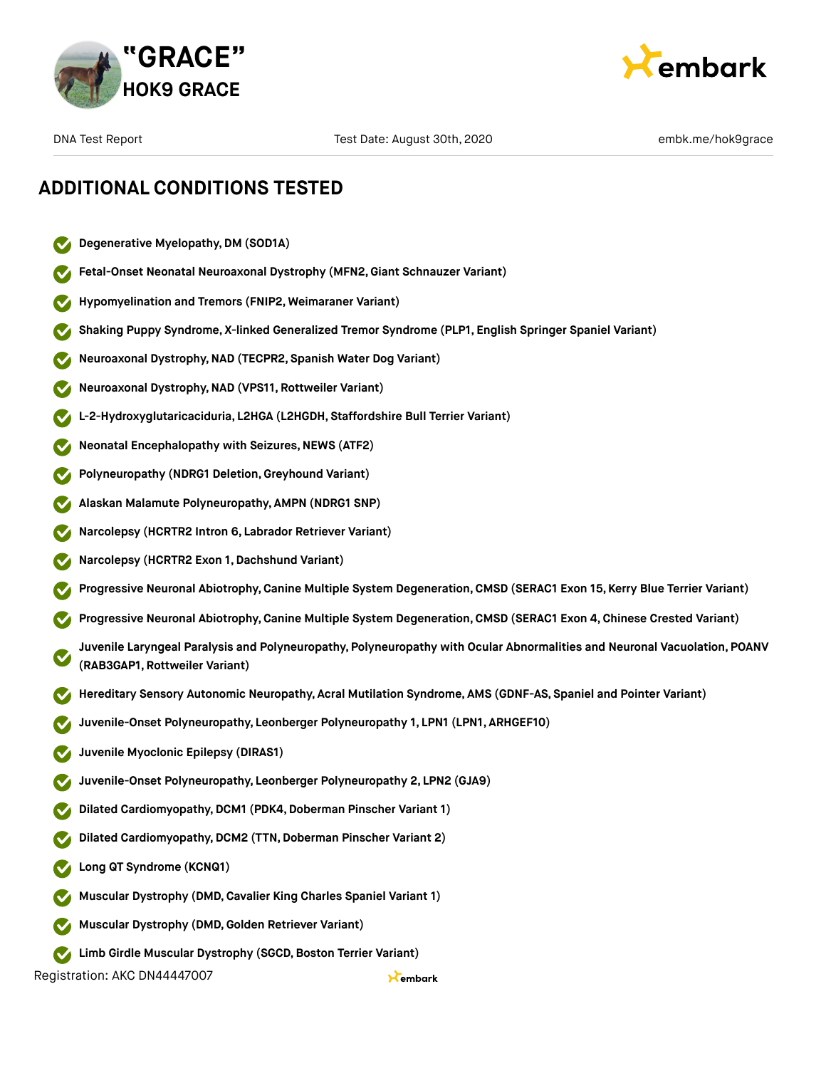# "GRACE"

## HOK9 GRACE

DNA Test Report | Test Date: August 30th, 2020 | embk.me/hok9grace

## ADDITIONAL CONDITIONS TESTED

- ✔ **Degenerative Myelopathy, DM (SOD1A)**
- ✔ **Fetal-Onset Neonatal Neuroaxonal Dystrophy (MFN2, Giant Schnauzer Variant)**
- ✔ **Hypomyelination and Tremors (FNIP2, Weimaraner Variant)**
- ✔ **Shaking Puppy Syndrome, X-linked Generalized Tremor Syndrome (PLP1, English Springer Spaniel Variant)**
- ✔ **Neuroaxonal Dystrophy, NAD (TECPR2, Spanish Water Dog Variant)**
- ✔ **Neuroaxonal Dystrophy, NAD (VPS11, Rottweiler Variant)**
- ✔ **L-2-Hydroxyglutaricaciduria, L2HGA (L2HGDH, Staffordshire Bull Terrier Variant)**
- ✔ **Neonatal Encephalopathy with Seizures, NEWS (ATF2)**
- ✔ **Polyneuropathy (NDRG1 Deletion, Greyhound Variant)**
- ✔ **Alaskan Malamute Polyneuropathy, AMPN (NDRG1 SNP)**
- ✔ **Narcolepsy (HCRTR2 Intron 6, Labrador Retriever Variant)**
- ✔ **Narcolepsy (HCRTR2 Exon 1, Dachshund Variant)**
- ✔ **Progressive Neuronal Abiotrophy, Canine Multiple System Degeneration, CMSD (SERAC1 Exon 15, Kerry Blue Terrier Variant)**
- ✔ **Progressive Neuronal Abiotrophy, Canine Multiple System Degeneration, CMSD (SERAC1 Exon 4, Chinese Crested Variant)**
- ✔ **Juvenile Laryngeal Paralysis and Polyneuropathy, Polyneuropathy with Ocular Abnormalities and Neuronal Vacuolation, POANV (RAB3GAP1, Rottweiler Variant)**
- ✔ **Hereditary Sensory Autonomic Neuropathy, Acral Mutilation Syndrome, AMS (GDNF-AS, Spaniel and Pointer Variant)**
- ✔ **Juvenile-Onset Polyneuropathy, Leonberger Polyneuropathy 1, LPN1 (LPN1, ARHGEF10)**
- ✔ **Juvenile Myoclonic Epilepsy (DIRAS1)**
- ✔ **Juvenile-Onset Polyneuropathy, Leonberger Polyneuropathy 2, LPN2 (GJA9)**
- ✔ **Dilated Cardiomyopathy, DCM1 (PDK4, Doberman Pinscher Variant 1)**
- ✔ **Dilated Cardiomyopathy, DCM2 (TTN, Doberman Pinscher Variant 2)**
- ✔ **Long QT Syndrome (KCNQ1)**
- ✔ **Muscular Dystrophy (DMD, Cavalier King Charles Spaniel Variant 1)**
- ✔ **Muscular Dystrophy (DMD, Golden Retriever Variant)**
- ✔ **Limb Girdle Muscular Dystrophy (SGCD, Boston Terrier Variant)**

Registration: AKC DN44447007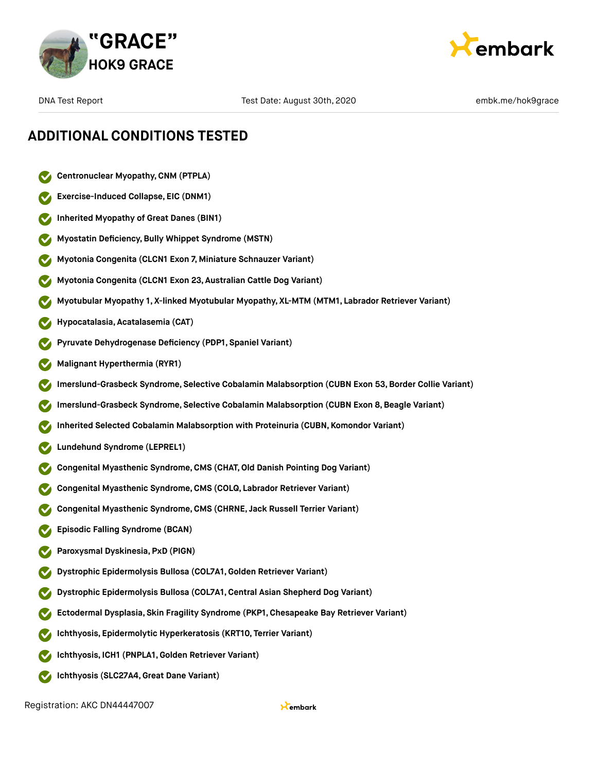## ADDITIONAL CONDITIONS TESTED

- Centronuclear Myopathy, CNM (PTPLA)
- Exercise-Induced Collapse, EIC (DNM1)
- Inherited Myopathy of Great Danes (BIN1)
- Myostatin Deficiency, Bully Whippet Syndrome (MSTN)
- Myotonia Congenita (CLCN1 Exon 7, Miniature Schnauzer Variant)
- Myotonia Congenita (CLCN1 Exon 23, Australian Cattle Dog Variant)
- Myotubular Myopathy 1, X-linked Myotubular Myopathy, XL-MTM (MTM1, Labrador Retriever Variant)
- Hypocatalasia, Acatalasemia (CAT)
- Pyruvate Dehydrogenase Deficiency (PDP1, Spaniel Variant)
- Malignant Hyperthermia (RYR1)
- Imerslund-Grasbeck Syndrome, Selective Cobalamin Malabsorption (CUBN Exon 53, Border Collie Variant)
- Imerslund-Grasbeck Syndrome, Selective Cobalamin Malabsorption (CUBN Exon 8, Beagle Variant)
- Inherited Selected Cobalamin Malabsorption with Proteinuria (CUBN, Komondor Variant)
- Lundehund Syndrome (LEPREL1)
- Congenital Myasthenic Syndrome, CMS (CHAT, Old Danish Pointing Dog Variant)
- Congenital Myasthenic Syndrome, CMS (COLQ, Labrador Retriever Variant)
- Congenital Myasthenic Syndrome, CMS (CHRNE, Jack Russell Terrier Variant)
- Episodic Falling Syndrome (BCAN)
- Paroxysmal Dyskinesia, PxD (PIGN)
- Dystrophic Epidermolysis Bullosa (COL7A1, Golden Retriever Variant)
- Dystrophic Epidermolysis Bullosa (COL7A1, Central Asian Shepherd Dog Variant)
- Ectodermal Dysplasia, Skin Fragility Syndrome (PKP1, Chesapeake Bay Retriever Variant)
- Ichthyosis, Epidermolytic Hyperkeratosis (KRT10, Terrier Variant)
- Ichthyosis, ICH1 (PNPLA1, Golden Retriever Variant)
- Ichthyosis (SLC27A4, Great Dane Variant)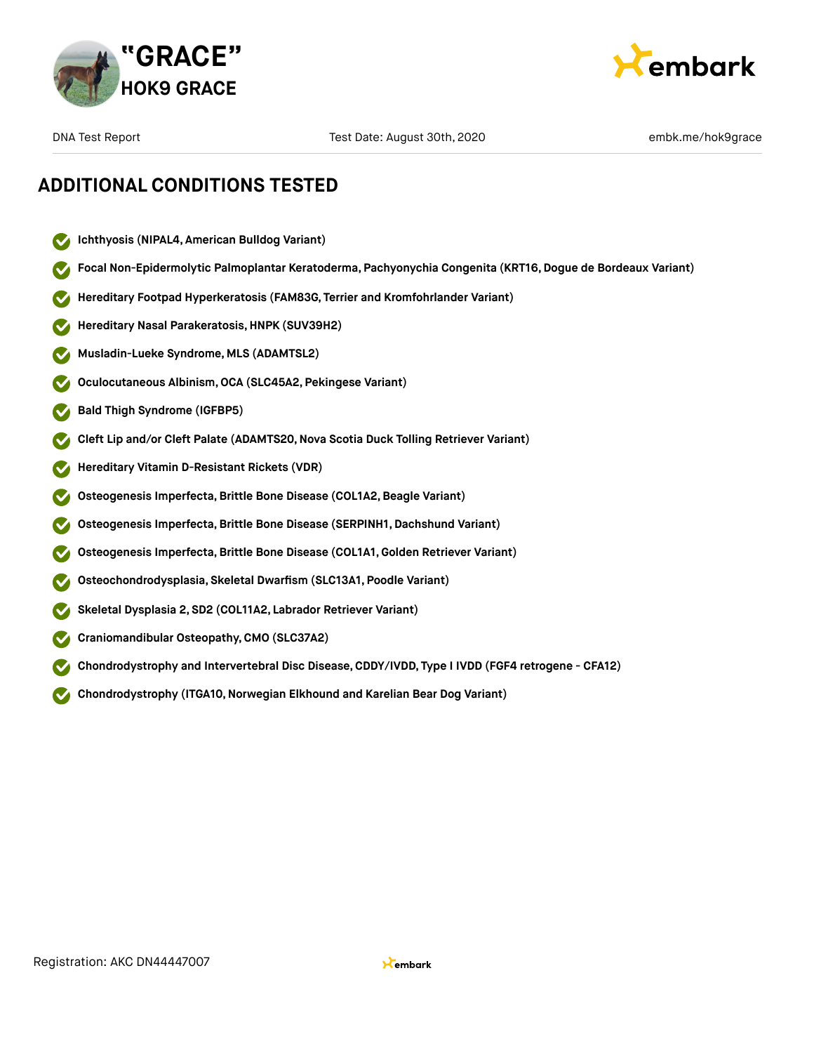## ADDITIONAL CONDITIONS TESTED

- Ichthyosis (NIPAL4, American Bulldog Variant)
- Focal Non-Epidermolytic Palmoplantar Keratoderma, Pachyonychia Congenita (KRT16, Dogue de Bordeaux Variant)
- Hereditary Footpad Hyperkeratosis (FAM83G, Terrier and Kromfohrlander Variant)
- Hereditary Nasal Parakeratosis, HNPK (SUV39H2)
- Musladin-Lueke Syndrome, MLS (ADAMTSL2)
- Oculocutaneous Albinism, OCA (SLC45A2, Pekingese Variant)
- Bald Thigh Syndrome (IGFBP5)
- Cleft Lip and/or Cleft Palate (ADAMTS20, Nova Scotia Duck Tolling Retriever Variant)
- Hereditary Vitamin D-Resistant Rickets (VDR)
- Osteogenesis Imperfecta, Brittle Bone Disease (COL1A2, Beagle Variant)
- Osteogenesis Imperfecta, Brittle Bone Disease (SERPINH1, Dachshund Variant)
- Osteogenesis Imperfecta, Brittle Bone Disease (COL1A1, Golden Retriever Variant)
- Osteochondrodysplasia, Skeletal Dwarfism (SLC13A1, Poodle Variant)
- Skeletal Dysplasia 2, SD2 (COL11A2, Labrador Retriever Variant)
- Craniomandibular Osteopathy, CMO (SLC37A2)
- Chondrodystrophy and Intervertebral Disc Disease, CDDY/IVDD, Type I IVDD (FGF4 retrogene - CFA12)
- Chondrodystrophy (ITGA10, Norwegian Elkhound and Karelian Bear Dog Variant)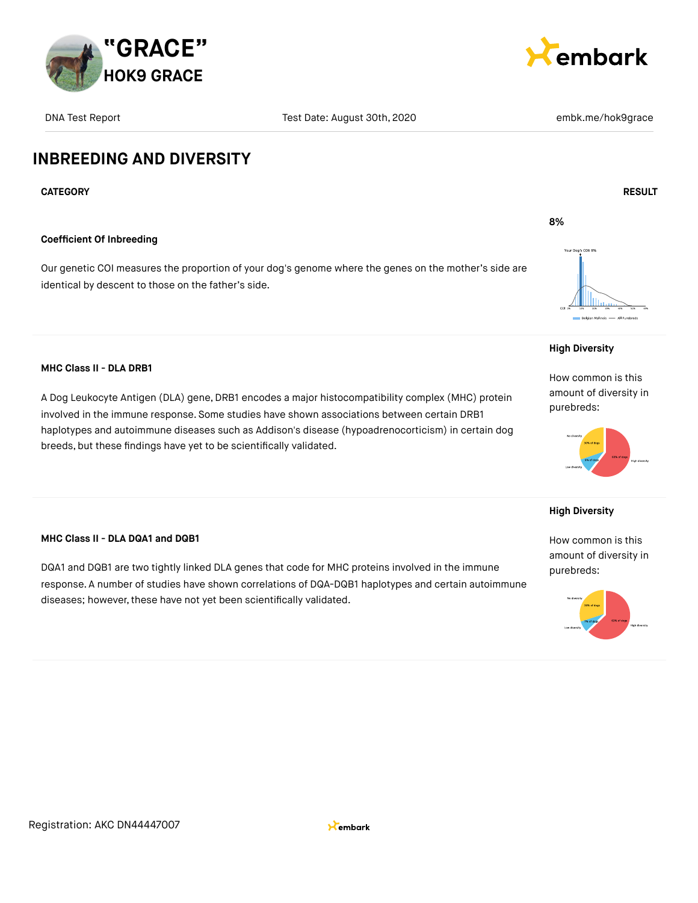# "GRACE"

## HOK9 GRACE

DNA Test Report | Test Date: August 30th, 2020 | embk.me/hok9grace

## INBREEDING AND DIVERSITY

**CATEGORY** | **RESULT**

### Coefficient Of Inbreeding

Our genetic COI measures the proportion of your dog's genome where the genes on the mother's side are identical by descent to those on the father's side.

**8%**

Your Dog's COI: 8%

Belgian Malinois — All Purebreds

### MHC Class II - DLA DRB1

A Dog Leukocyte Antigen (DLA) gene, DRB1 encodes a major histocompatibility complex (MHC) protein involved in the immune response. Some studies have shown associations between certain DRB1 haplotypes and autoimmune diseases such as Addison's disease (hypoadrenocorticism) in certain dog breeds, but these findings have yet to be scientifically validated.

**High Diversity**

How common is this amount of diversity in purebreds:

No diversity
30% of dogs
5% of dogs
Low diversity
63% of dogs
High diversity

### MHC Class II - DLA DQA1 and DQB1

DQA1 and DQB1 are two tightly linked DLA genes that code for MHC proteins involved in the immune response. A number of studies have shown correlations of DQA-DQB1 haplotypes and certain autoimmune diseases; however, these have not yet been scientifically validated.

**High Diversity**

How common is this amount of diversity in purebreds:

No diversity
30% of dogs
7% of dogs
Low diversity
63% of dogs
High diversity

Registration: AKC DN44447007